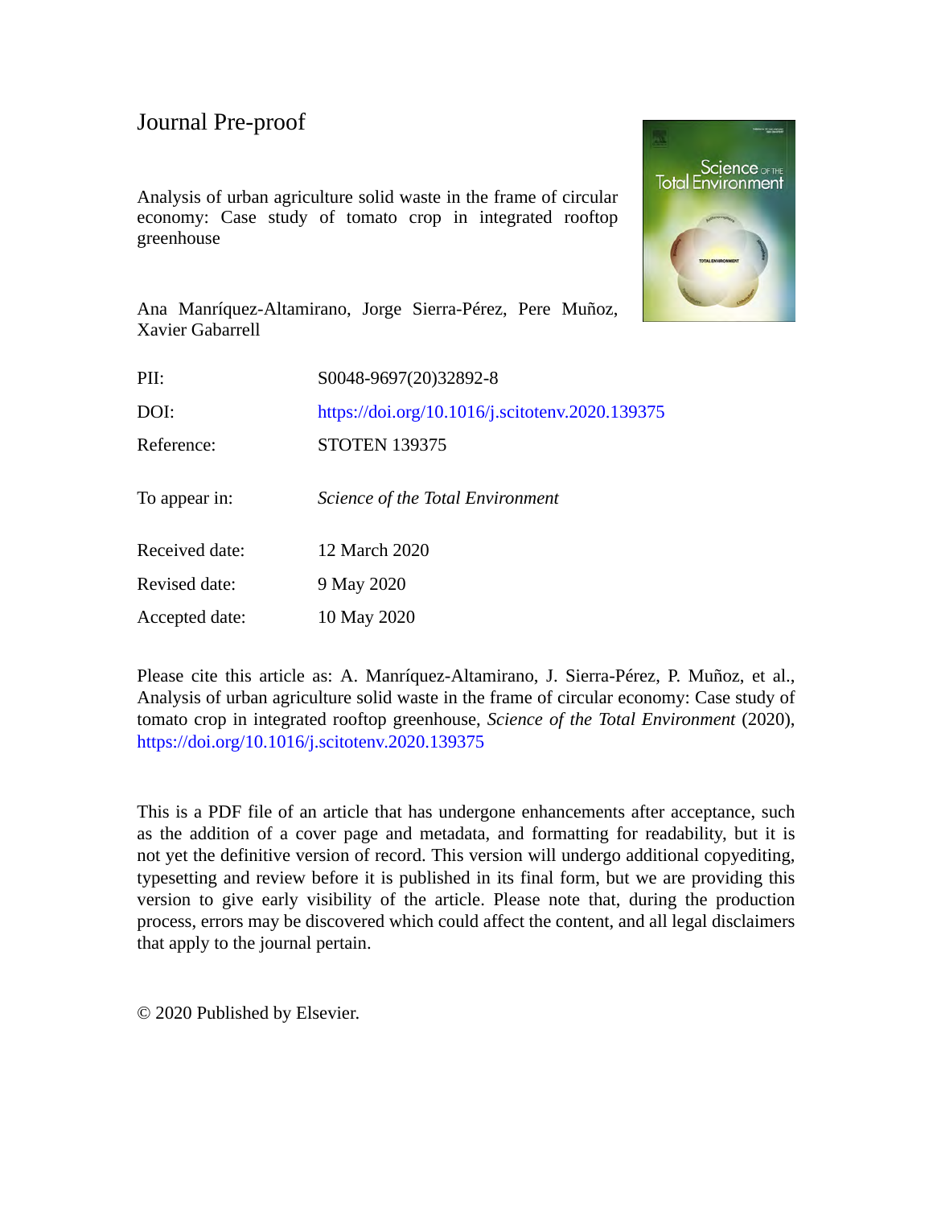Journal Pre-proof

Analysis of urban agriculture solid waste in the frame of circular economy: Case study of tomato crop in integrated rooftop greenhouse

Ana Manríquez-Altamirano, Jorge Sierra-Pérez, Pere Muñoz, Xavier Gabarrell

| | |
|---|---|
| PII: | S0048-9697(20)32892-8 |
| DOI: | https://doi.org/10.1016/j.scitotenv.2020.139375 |
| Reference: | STOTEN 139375 |
| To appear in: | *Science of the Total Environment* |
| Received date: | 12 March 2020 |
| Revised date: | 9 May 2020 |
| Accepted date: | 10 May 2020 |

Please cite this article as: A. Manríquez-Altamirano, J. Sierra-Pérez, P. Muñoz, et al., Analysis of urban agriculture solid waste in the frame of circular economy: Case study of tomato crop in integrated rooftop greenhouse, *Science of the Total Environment* (2020), https://doi.org/10.1016/j.scitotenv.2020.139375

This is a PDF file of an article that has undergone enhancements after acceptance, such as the addition of a cover page and metadata, and formatting for readability, but it is not yet the definitive version of record. This version will undergo additional copyediting, typesetting and review before it is published in its final form, but we are providing this version to give early visibility of the article. Please note that, during the production process, errors may be discovered which could affect the content, and all legal disclaimers that apply to the journal pertain.

© 2020 Published by Elsevier.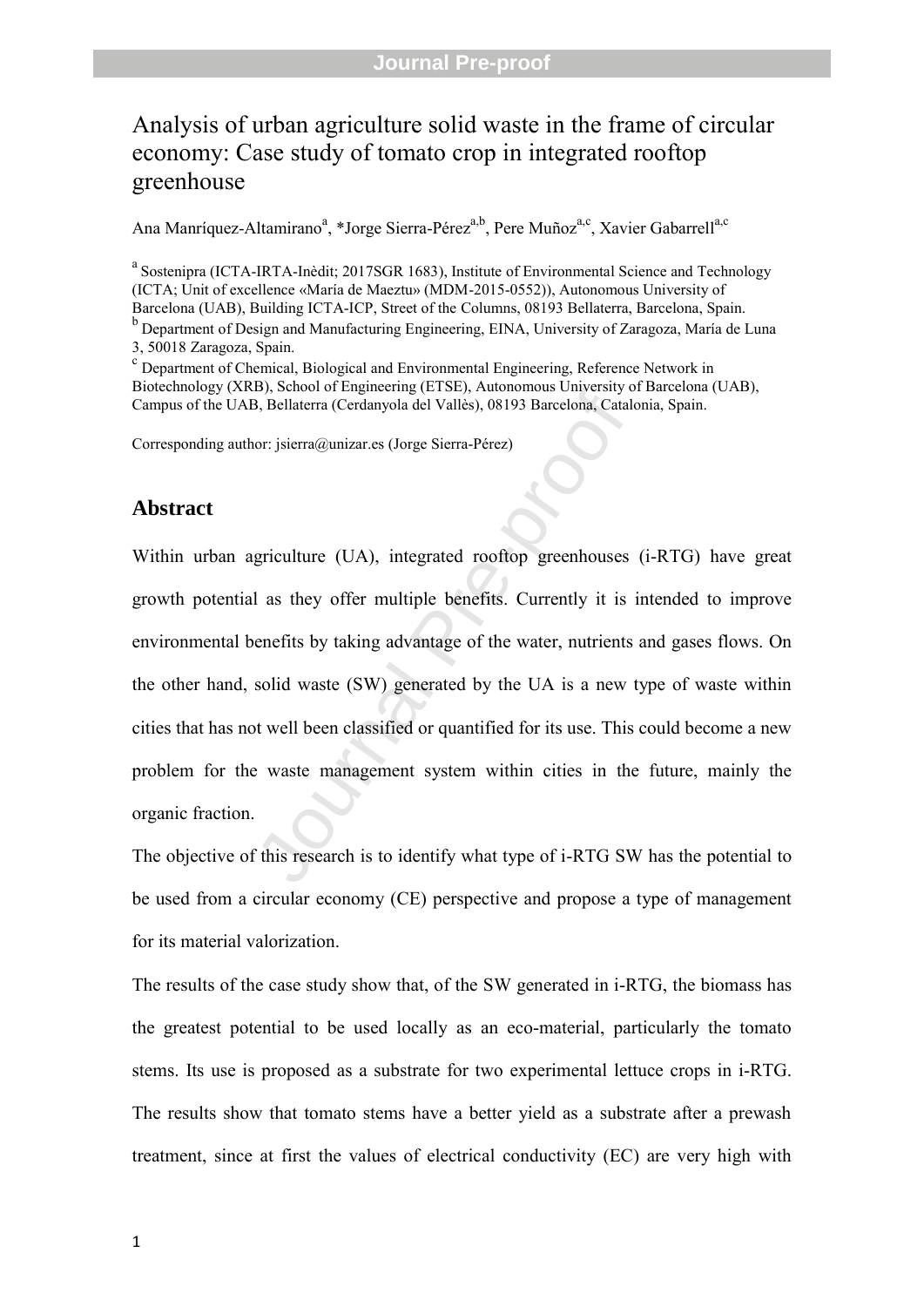# Analysis of urban agriculture solid waste in the frame of circular economy: Case study of tomato crop in integrated rooftop greenhouse

Ana Manríquez-Altamirano[a], *Jorge Sierra-Pérez[a,b], Pere Muñoz[a,c], Xavier Gabarrell[a,c]

[a] Sostenipra (ICTA-IRTA-Inèdit; 2017SGR 1683), Institute of Environmental Science and Technology (ICTA; Unit of excellence «María de Maeztu» (MDM-2015-0552)), Autonomous University of Barcelona (UAB), Building ICTA-ICP, Street of the Columns, 08193 Bellaterra, Barcelona, Spain.

[b] Department of Design and Manufacturing Engineering, EINA, University of Zaragoza, María de Luna 3, 50018 Zaragoza, Spain.

[c] Department of Chemical, Biological and Environmental Engineering, Reference Network in Biotechnology (XRB), School of Engineering (ETSE), Autonomous University of Barcelona (UAB), Campus of the UAB, Bellaterra (Cerdanyola del Vallès), 08193 Barcelona, Catalonia, Spain.

Corresponding author: jsierra@unizar.es (Jorge Sierra-Pérez)

## Abstract

Within urban agriculture (UA), integrated rooftop greenhouses (i-RTG) have great growth potential as they offer multiple benefits. Currently it is intended to improve environmental benefits by taking advantage of the water, nutrients and gases flows. On the other hand, solid waste (SW) generated by the UA is a new type of waste within cities that has not well been classified or quantified for its use. This could become a new problem for the waste management system within cities in the future, mainly the organic fraction.

The objective of this research is to identify what type of i-RTG SW has the potential to be used from a circular economy (CE) perspective and propose a type of management for its material valorization.

The results of the case study show that, of the SW generated in i-RTG, the biomass has the greatest potential to be used locally as an eco-material, particularly the tomato stems. Its use is proposed as a substrate for two experimental lettuce crops in i-RTG. The results show that tomato stems have a better yield as a substrate after a prewash treatment, since at first the values of electrical conductivity (EC) are very high with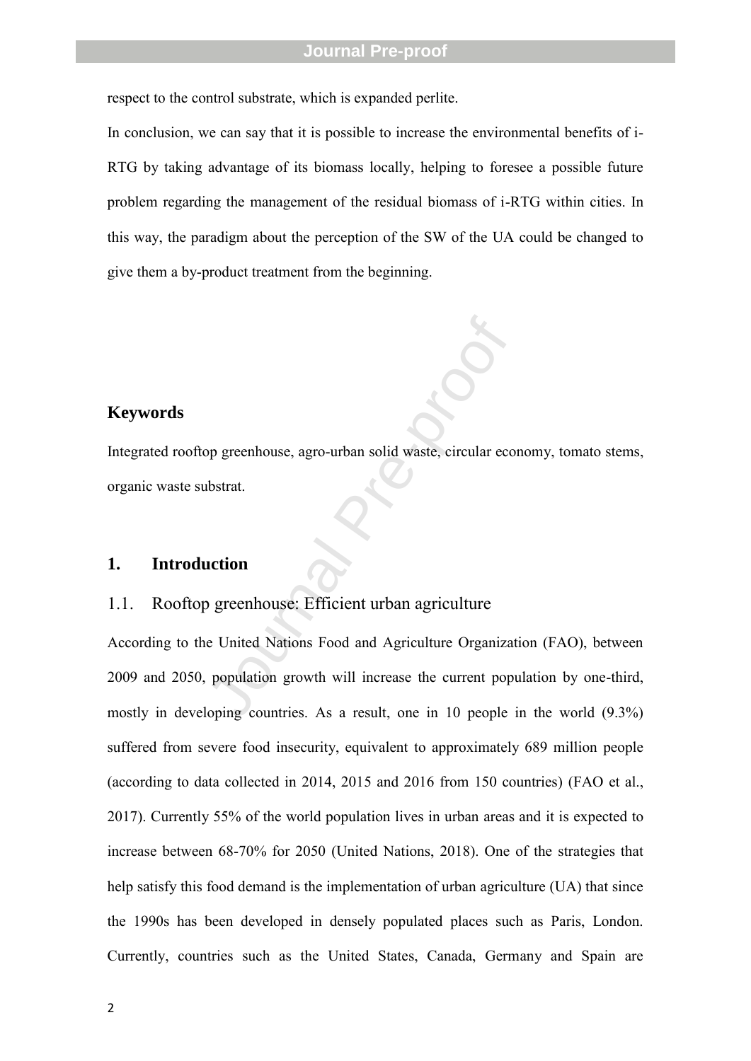respect to the control substrate, which is expanded perlite.

In conclusion, we can say that it is possible to increase the environmental benefits of i-RTG by taking advantage of its biomass locally, helping to foresee a possible future problem regarding the management of the residual biomass of i-RTG within cities. In this way, the paradigm about the perception of the SW of the UA could be changed to give them a by-product treatment from the beginning.

## Keywords

Integrated rooftop greenhouse, agro-urban solid waste, circular economy, tomato stems, organic waste substrat.

# 1. Introduction

## 1.1. Rooftop greenhouse: Efficient urban agriculture

According to the United Nations Food and Agriculture Organization (FAO), between 2009 and 2050, population growth will increase the current population by one-third, mostly in developing countries. As a result, one in 10 people in the world (9.3%) suffered from severe food insecurity, equivalent to approximately 689 million people (according to data collected in 2014, 2015 and 2016 from 150 countries) (FAO et al., 2017). Currently 55% of the world population lives in urban areas and it is expected to increase between 68-70% for 2050 (United Nations, 2018). One of the strategies that help satisfy this food demand is the implementation of urban agriculture (UA) that since the 1990s has been developed in densely populated places such as Paris, London. Currently, countries such as the United States, Canada, Germany and Spain are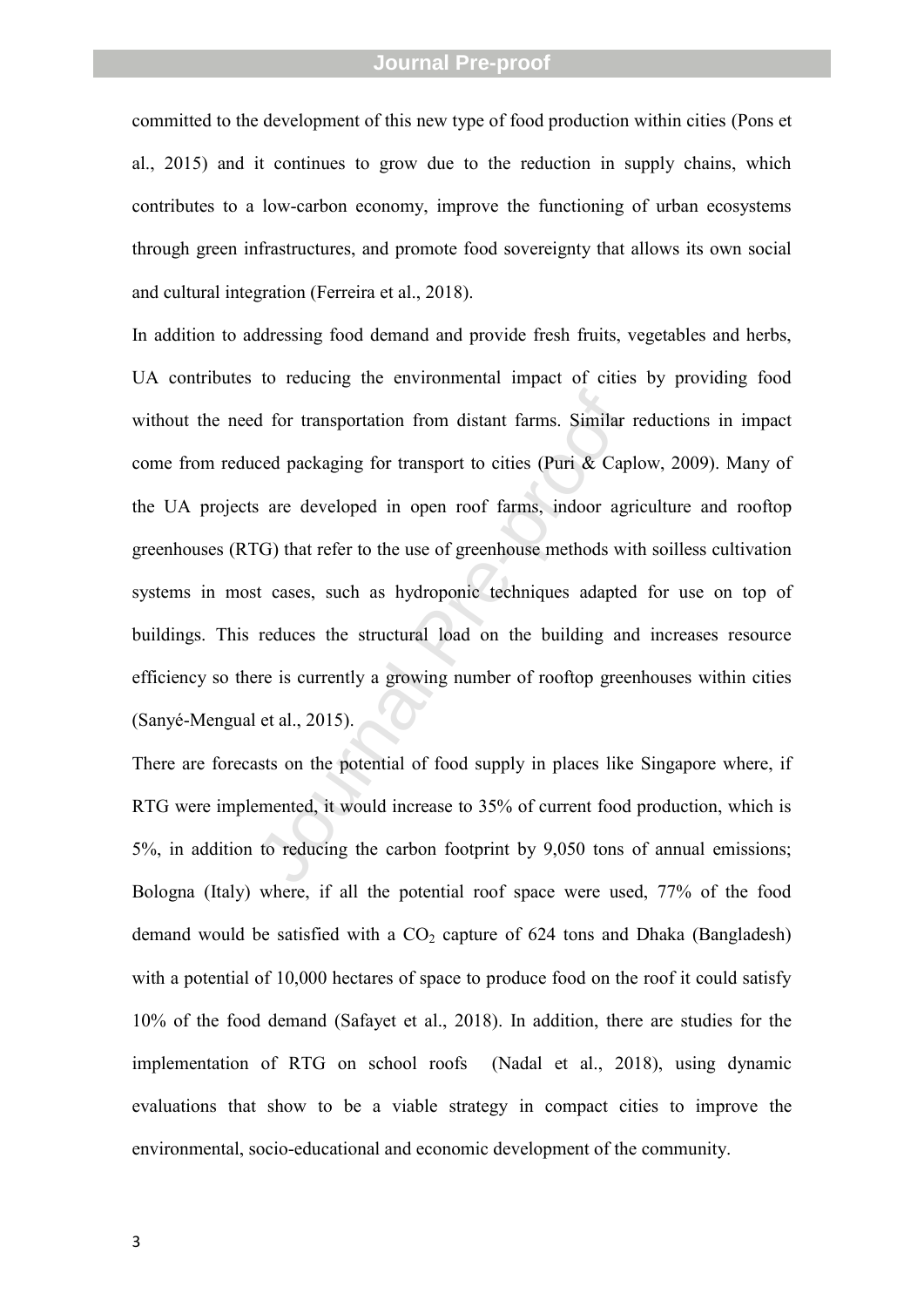committed to the development of this new type of food production within cities (Pons et al., 2015) and it continues to grow due to the reduction in supply chains, which contributes to a low-carbon economy, improve the functioning of urban ecosystems through green infrastructures, and promote food sovereignty that allows its own social and cultural integration (Ferreira et al., 2018).

In addition to addressing food demand and provide fresh fruits, vegetables and herbs, UA contributes to reducing the environmental impact of cities by providing food without the need for transportation from distant farms. Similar reductions in impact come from reduced packaging for transport to cities (Puri & Caplow, 2009). Many of the UA projects are developed in open roof farms, indoor agriculture and rooftop greenhouses (RTG) that refer to the use of greenhouse methods with soilless cultivation systems in most cases, such as hydroponic techniques adapted for use on top of buildings. This reduces the structural load on the building and increases resource efficiency so there is currently a growing number of rooftop greenhouses within cities (Sanyé-Mengual et al., 2015).

There are forecasts on the potential of food supply in places like Singapore where, if RTG were implemented, it would increase to 35% of current food production, which is 5%, in addition to reducing the carbon footprint by 9,050 tons of annual emissions; Bologna (Italy) where, if all the potential roof space were used, 77% of the food demand would be satisfied with a $CO_2$ capture of 624 tons and Dhaka (Bangladesh) with a potential of 10,000 hectares of space to produce food on the roof it could satisfy 10% of the food demand (Safayet et al., 2018). In addition, there are studies for the implementation of RTG on school roofs (Nadal et al., 2018), using dynamic evaluations that show to be a viable strategy in compact cities to improve the environmental, socio-educational and economic development of the community.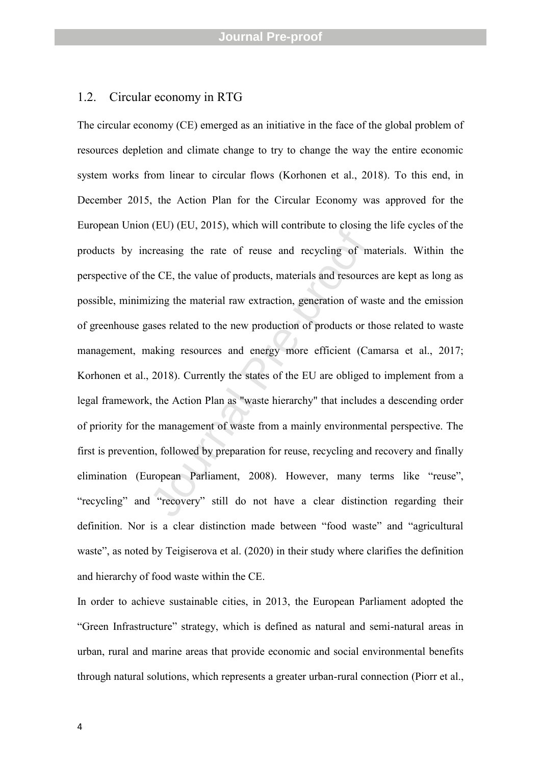## 1.2. Circular economy in RTG

The circular economy (CE) emerged as an initiative in the face of the global problem of resources depletion and climate change to try to change the way the entire economic system works from linear to circular flows (Korhonen et al., 2018). To this end, in December 2015, the Action Plan for the Circular Economy was approved for the European Union (EU) (EU, 2015), which will contribute to closing the life cycles of the products by increasing the rate of reuse and recycling of materials. Within the perspective of the CE, the value of products, materials and resources are kept as long as possible, minimizing the material raw extraction, generation of waste and the emission of greenhouse gases related to the new production of products or those related to waste management, making resources and energy more efficient (Camarsa et al., 2017; Korhonen et al., 2018). Currently the states of the EU are obliged to implement from a legal framework, the Action Plan as "waste hierarchy" that includes a descending order of priority for the management of waste from a mainly environmental perspective. The first is prevention, followed by preparation for reuse, recycling and recovery and finally elimination (European Parliament, 2008). However, many terms like “reuse”, “recycling” and “recovery” still do not have a clear distinction regarding their definition. Nor is a clear distinction made between “food waste” and “agricultural waste”, as noted by Teigiserova et al. (2020) in their study where clarifies the definition and hierarchy of food waste within the CE.

In order to achieve sustainable cities, in 2013, the European Parliament adopted the “Green Infrastructure” strategy, which is defined as natural and semi-natural areas in urban, rural and marine areas that provide economic and social environmental benefits through natural solutions, which represents a greater urban-rural connection (Piorr et al.,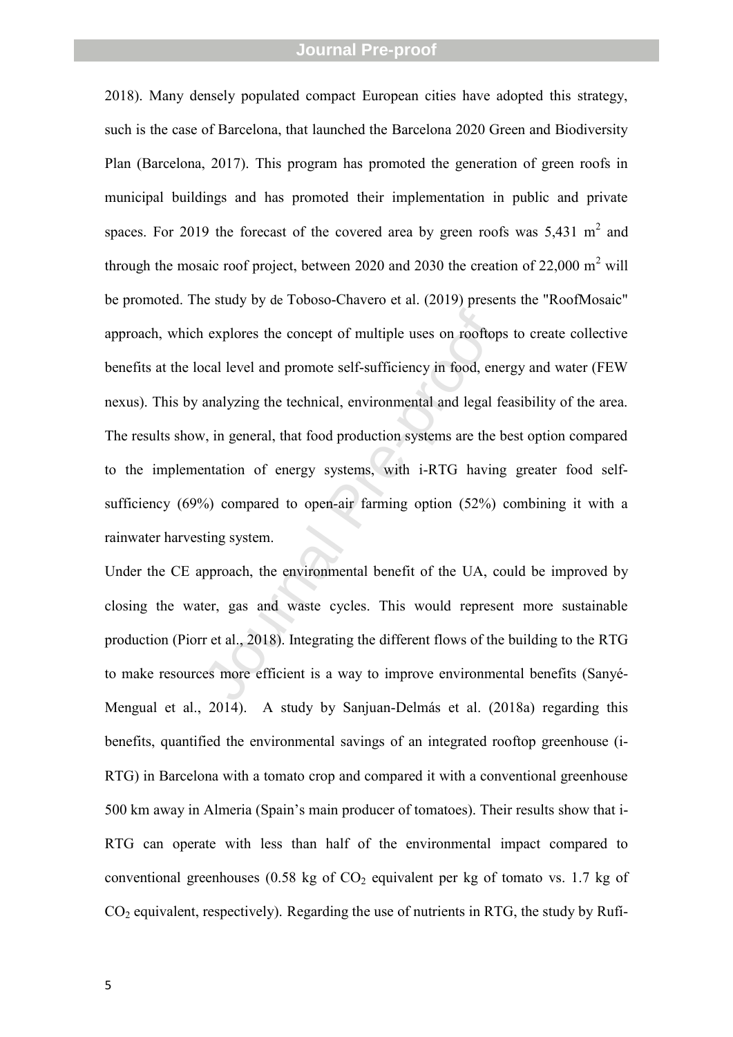2018). Many densely populated compact European cities have adopted this strategy, such is the case of Barcelona, that launched the Barcelona 2020 Green and Biodiversity Plan (Barcelona, 2017). This program has promoted the generation of green roofs in municipal buildings and has promoted their implementation in public and private spaces. For 2019 the forecast of the covered area by green roofs was 5,431 $m^2$ and through the mosaic roof project, between 2020 and 2030 the creation of 22,000 $m^2$ will be promoted. The study by de Toboso-Chavero et al. (2019) presents the "RoofMosaic" approach, which explores the concept of multiple uses on rooftops to create collective benefits at the local level and promote self-sufficiency in food, energy and water (FEW nexus). This by analyzing the technical, environmental and legal feasibility of the area. The results show, in general, that food production systems are the best option compared to the implementation of energy systems, with i-RTG having greater food self-sufficiency (69%) compared to open-air farming option (52%) combining it with a rainwater harvesting system.

Under the CE approach, the environmental benefit of the UA, could be improved by closing the water, gas and waste cycles. This would represent more sustainable production (Piorr et al., 2018). Integrating the different flows of the building to the RTG to make resources more efficient is a way to improve environmental benefits (Sanyé-Mengual et al., 2014). A study by Sanjuan-Delmás et al. (2018a) regarding this benefits, quantified the environmental savings of an integrated rooftop greenhouse (i-RTG) in Barcelona with a tomato crop and compared it with a conventional greenhouse 500 km away in Almeria (Spain's main producer of tomatoes). Their results show that i-RTG can operate with less than half of the environmental impact compared to conventional greenhouses (0.58 kg of $CO_2$ equivalent per kg of tomato vs. 1.7 kg of $CO_2$ equivalent, respectively). Regarding the use of nutrients in RTG, the study by Rufí-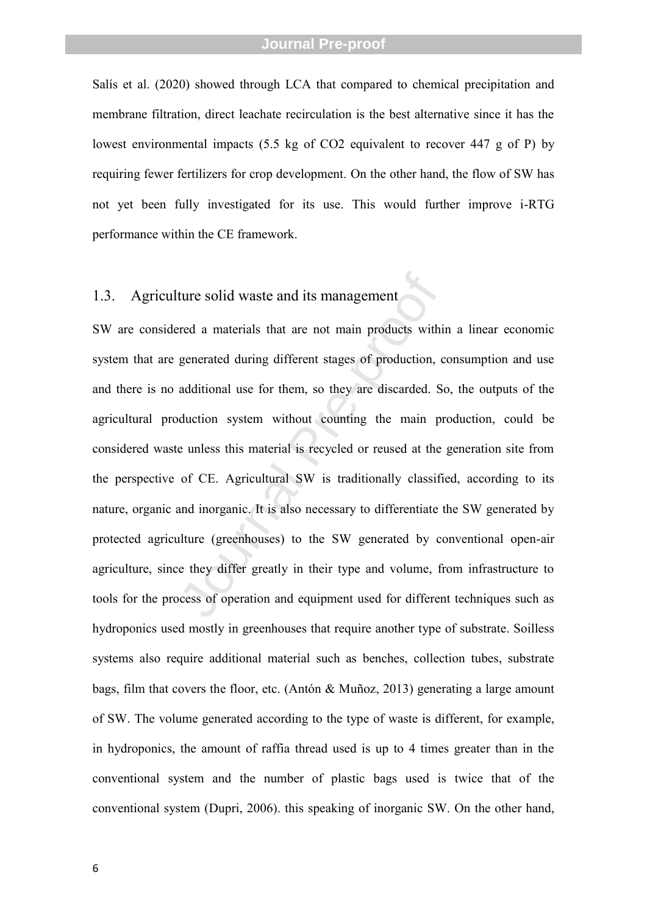Salís et al. (2020) showed through LCA that compared to chemical precipitation and membrane filtration, direct leachate recirculation is the best alternative since it has the lowest environmental impacts (5.5 kg of $CO_2$ equivalent to recover 447 g of P) by requiring fewer fertilizers for crop development. On the other hand, the flow of SW has not yet been fully investigated for its use. This would further improve i-RTG performance within the CE framework.

## 1.3. Agriculture solid waste and its management

SW are considered a materials that are not main products within a linear economic system that are generated during different stages of production, consumption and use and there is no additional use for them, so they are discarded. So, the outputs of the agricultural production system without counting the main production, could be considered waste unless this material is recycled or reused at the generation site from the perspective of CE. Agricultural SW is traditionally classified, according to its nature, organic and inorganic. It is also necessary to differentiate the SW generated by protected agriculture (greenhouses) to the SW generated by conventional open-air agriculture, since they differ greatly in their type and volume, from infrastructure to tools for the process of operation and equipment used for different techniques such as hydroponics used mostly in greenhouses that require another type of substrate. Soilless systems also require additional material such as benches, collection tubes, substrate bags, film that covers the floor, etc. (Antón & Muñoz, 2013) generating a large amount of SW. The volume generated according to the type of waste is different, for example, in hydroponics, the amount of raffia thread used is up to 4 times greater than in the conventional system and the number of plastic bags used is twice that of the conventional system (Dupri, 2006). this speaking of inorganic SW. On the other hand,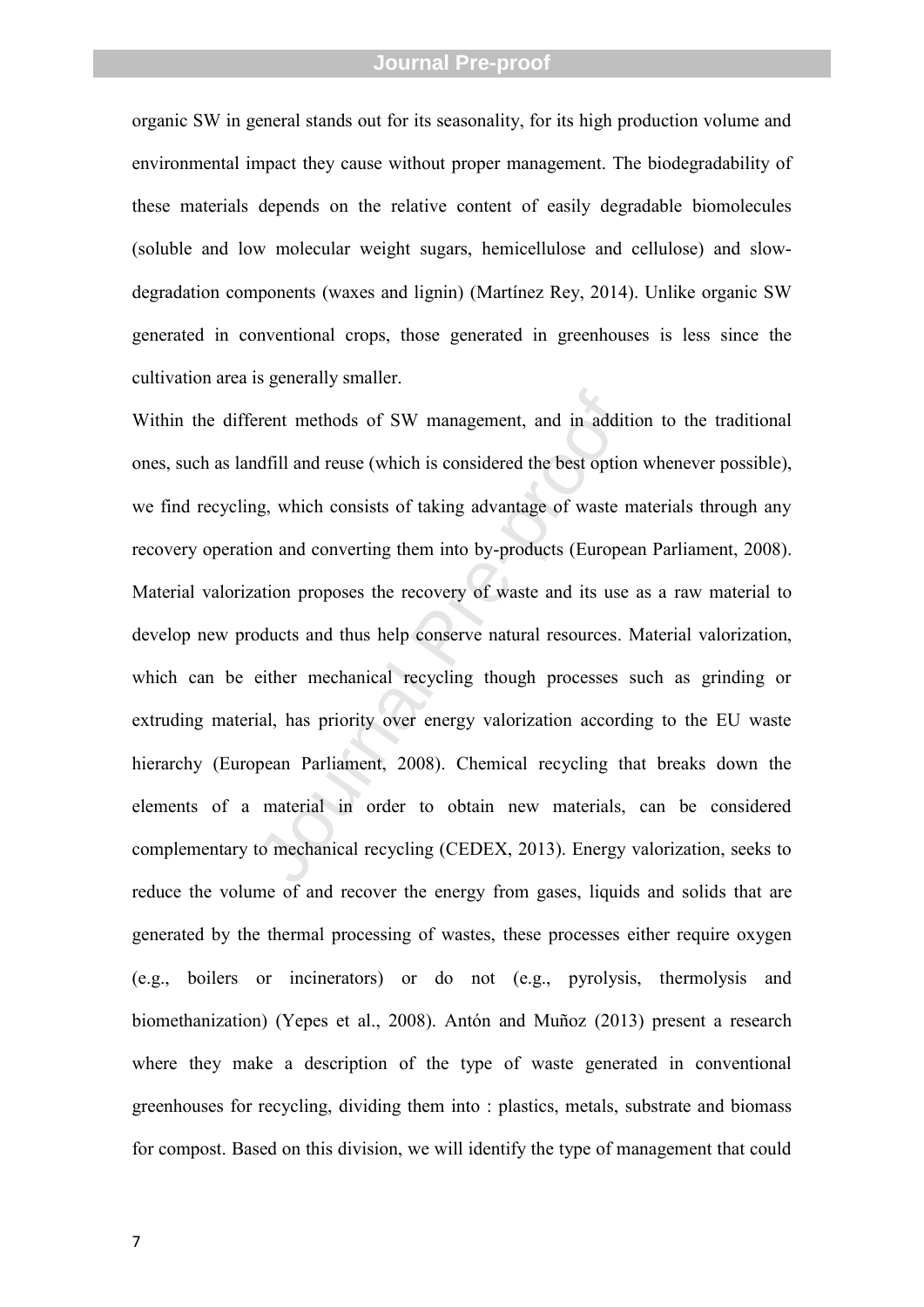organic SW in general stands out for its seasonality, for its high production volume and environmental impact they cause without proper management. The biodegradability of these materials depends on the relative content of easily degradable biomolecules (soluble and low molecular weight sugars, hemicellulose and cellulose) and slow-degradation components (waxes and lignin) (Martínez Rey, 2014). Unlike organic SW generated in conventional crops, those generated in greenhouses is less since the cultivation area is generally smaller.

Within the different methods of SW management, and in addition to the traditional ones, such as landfill and reuse (which is considered the best option whenever possible), we find recycling, which consists of taking advantage of waste materials through any recovery operation and converting them into by-products (European Parliament, 2008). Material valorization proposes the recovery of waste and its use as a raw material to develop new products and thus help conserve natural resources. Material valorization, which can be either mechanical recycling though processes such as grinding or extruding material, has priority over energy valorization according to the EU waste hierarchy (European Parliament, 2008). Chemical recycling that breaks down the elements of a material in order to obtain new materials, can be considered complementary to mechanical recycling (CEDEX, 2013). Energy valorization, seeks to reduce the volume of and recover the energy from gases, liquids and solids that are generated by the thermal processing of wastes, these processes either require oxygen (e.g., boilers or incinerators) or do not (e.g., pyrolysis, thermolysis and biomethanization) (Yepes et al., 2008). Antón and Muñoz (2013) present a research where they make a description of the type of waste generated in conventional greenhouses for recycling, dividing them into : plastics, metals, substrate and biomass for compost. Based on this division, we will identify the type of management that could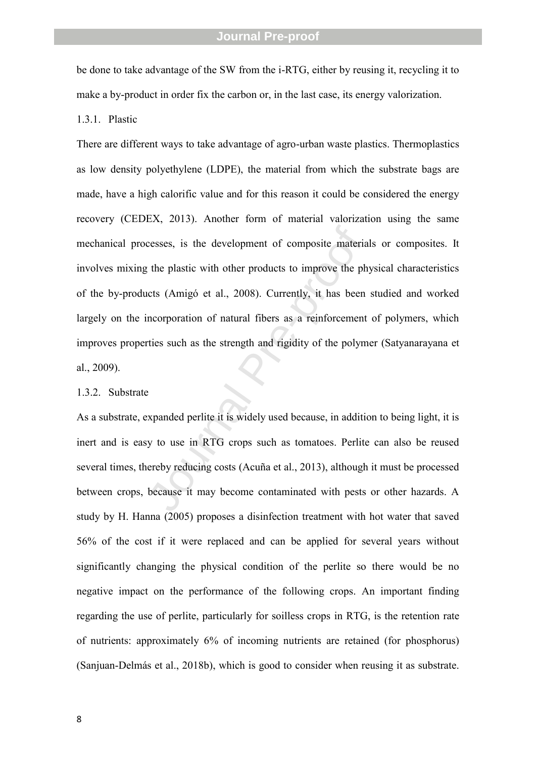be done to take advantage of the SW from the i-RTG, either by reusing it, recycling it to make a by-product in order fix the carbon or, in the last case, its energy valorization.

### 1.3.1. Plastic

There are different ways to take advantage of agro-urban waste plastics. Thermoplastics as low density polyethylene (LDPE), the material from which the substrate bags are made, have a high calorific value and for this reason it could be considered the energy recovery (CEDEX, 2013). Another form of material valorization using the same mechanical processes, is the development of composite materials or composites. It involves mixing the plastic with other products to improve the physical characteristics of the by-products (Amigó et al., 2008). Currently, it has been studied and worked largely on the incorporation of natural fibers as a reinforcement of polymers, which improves properties such as the strength and rigidity of the polymer (Satyanarayana et al., 2009).

### 1.3.2. Substrate

As a substrate, expanded perlite it is widely used because, in addition to being light, it is inert and is easy to use in RTG crops such as tomatoes. Perlite can also be reused several times, thereby reducing costs (Acuña et al., 2013), although it must be processed between crops, because it may become contaminated with pests or other hazards. A study by H. Hanna (2005) proposes a disinfection treatment with hot water that saved 56% of the cost if it were replaced and can be applied for several years without significantly changing the physical condition of the perlite so there would be no negative impact on the performance of the following crops. An important finding regarding the use of perlite, particularly for soilless crops in RTG, is the retention rate of nutrients: approximately 6% of incoming nutrients are retained (for phosphorus) (Sanjuan-Delmás et al., 2018b), which is good to consider when reusing it as substrate.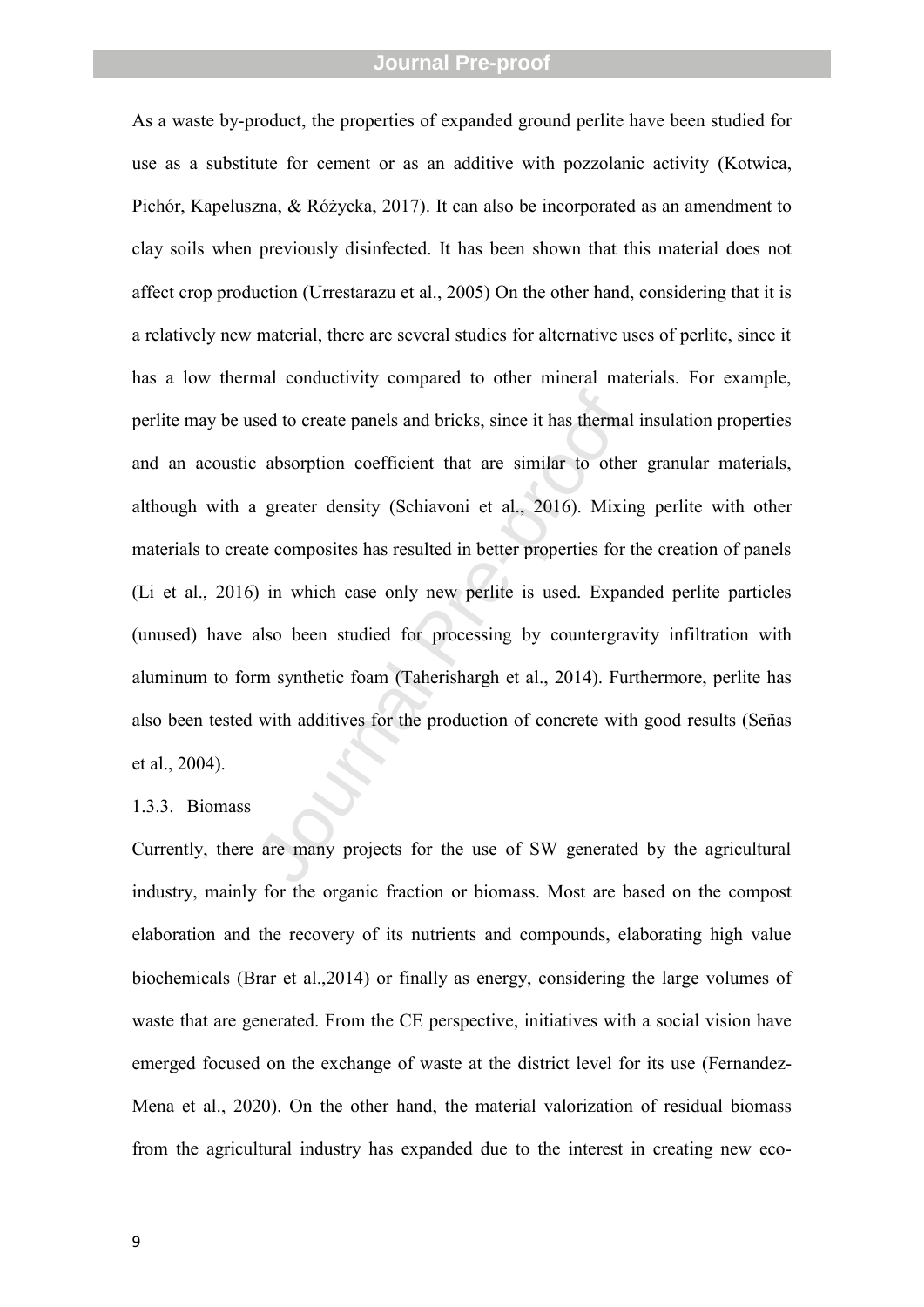As a waste by-product, the properties of expanded ground perlite have been studied for use as a substitute for cement or as an additive with pozzolanic activity (Kotwica, Pichór, Kapeluszna, & Różycka, 2017). It can also be incorporated as an amendment to clay soils when previously disinfected. It has been shown that this material does not affect crop production (Urrestarazu et al., 2005) On the other hand, considering that it is a relatively new material, there are several studies for alternative uses of perlite, since it has a low thermal conductivity compared to other mineral materials. For example, perlite may be used to create panels and bricks, since it has thermal insulation properties and an acoustic absorption coefficient that are similar to other granular materials, although with a greater density (Schiavoni et al., 2016). Mixing perlite with other materials to create composites has resulted in better properties for the creation of panels (Li et al., 2016) in which case only new perlite is used. Expanded perlite particles (unused) have also been studied for processing by countergravity infiltration with aluminum to form synthetic foam (Taherishargh et al., 2014). Furthermore, perlite has also been tested with additives for the production of concrete with good results (Señas et al., 2004).

### 1.3.3. Biomass

Currently, there are many projects for the use of SW generated by the agricultural industry, mainly for the organic fraction or biomass. Most are based on the compost elaboration and the recovery of its nutrients and compounds, elaborating high value biochemicals (Brar et al.,2014) or finally as energy, considering the large volumes of waste that are generated. From the CE perspective, initiatives with a social vision have emerged focused on the exchange of waste at the district level for its use (Fernandez-Mena et al., 2020). On the other hand, the material valorization of residual biomass from the agricultural industry has expanded due to the interest in creating new eco-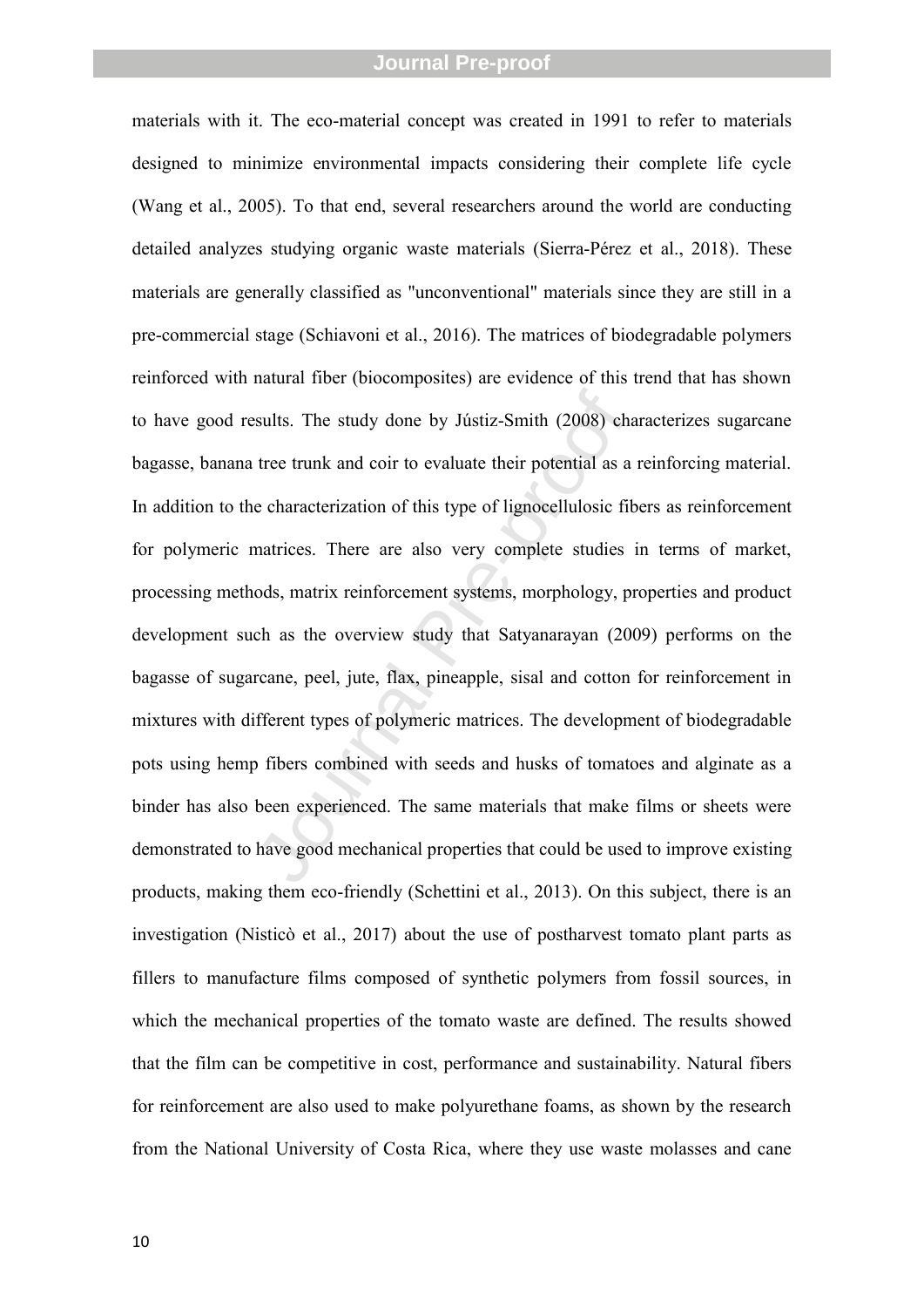materials with it. The eco-material concept was created in 1991 to refer to materials designed to minimize environmental impacts considering their complete life cycle (Wang et al., 2005). To that end, several researchers around the world are conducting detailed analyzes studying organic waste materials (Sierra-Pérez et al., 2018). These materials are generally classified as "unconventional" materials since they are still in a pre-commercial stage (Schiavoni et al., 2016). The matrices of biodegradable polymers reinforced with natural fiber (biocomposites) are evidence of this trend that has shown to have good results. The study done by Jústiz-Smith (2008) characterizes sugarcane bagasse, banana tree trunk and coir to evaluate their potential as a reinforcing material. In addition to the characterization of this type of lignocellulosic fibers as reinforcement for polymeric matrices. There are also very complete studies in terms of market, processing methods, matrix reinforcement systems, morphology, properties and product development such as the overview study that Satyanarayan (2009) performs on the bagasse of sugarcane, peel, jute, flax, pineapple, sisal and cotton for reinforcement in mixtures with different types of polymeric matrices. The development of biodegradable pots using hemp fibers combined with seeds and husks of tomatoes and alginate as a binder has also been experienced. The same materials that make films or sheets were demonstrated to have good mechanical properties that could be used to improve existing products, making them eco-friendly (Schettini et al., 2013). On this subject, there is an investigation (Nisticò et al., 2017) about the use of postharvest tomato plant parts as fillers to manufacture films composed of synthetic polymers from fossil sources, in which the mechanical properties of the tomato waste are defined. The results showed that the film can be competitive in cost, performance and sustainability. Natural fibers for reinforcement are also used to make polyurethane foams, as shown by the research from the National University of Costa Rica, where they use waste molasses and cane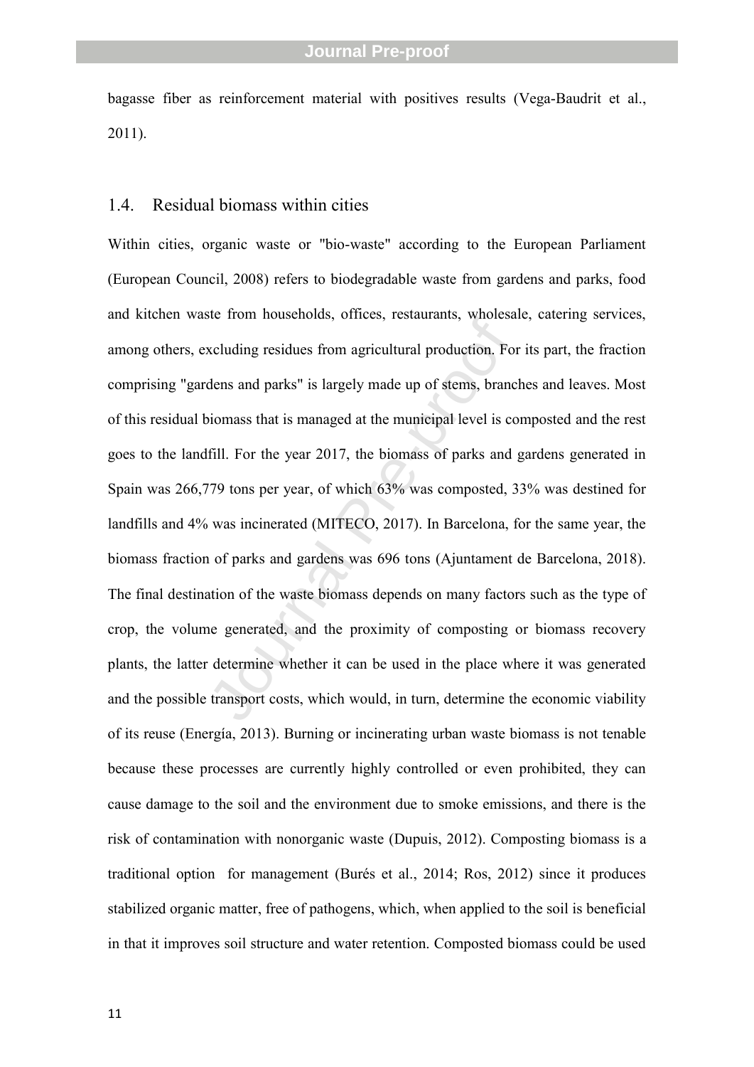bagasse fiber as reinforcement material with positives results (Vega-Baudrit et al., 2011).

## 1.4. Residual biomass within cities

Within cities, organic waste or "bio-waste" according to the European Parliament (European Council, 2008) refers to biodegradable waste from gardens and parks, food and kitchen waste from households, offices, restaurants, wholesale, catering services, among others, excluding residues from agricultural production. For its part, the fraction comprising "gardens and parks" is largely made up of stems, branches and leaves. Most of this residual biomass that is managed at the municipal level is composted and the rest goes to the landfill. For the year 2017, the biomass of parks and gardens generated in Spain was 266,779 tons per year, of which 63% was composted, 33% was destined for landfills and 4% was incinerated (MITECO, 2017). In Barcelona, for the same year, the biomass fraction of parks and gardens was 696 tons (Ajuntament de Barcelona, 2018). The final destination of the waste biomass depends on many factors such as the type of crop, the volume generated, and the proximity of composting or biomass recovery plants, the latter determine whether it can be used in the place where it was generated and the possible transport costs, which would, in turn, determine the economic viability of its reuse (Energía, 2013). Burning or incinerating urban waste biomass is not tenable because these processes are currently highly controlled or even prohibited, they can cause damage to the soil and the environment due to smoke emissions, and there is the risk of contamination with nonorganic waste (Dupuis, 2012). Composting biomass is a traditional option for management (Burés et al., 2014; Ros, 2012) since it produces stabilized organic matter, free of pathogens, which, when applied to the soil is beneficial in that it improves soil structure and water retention. Composted biomass could be used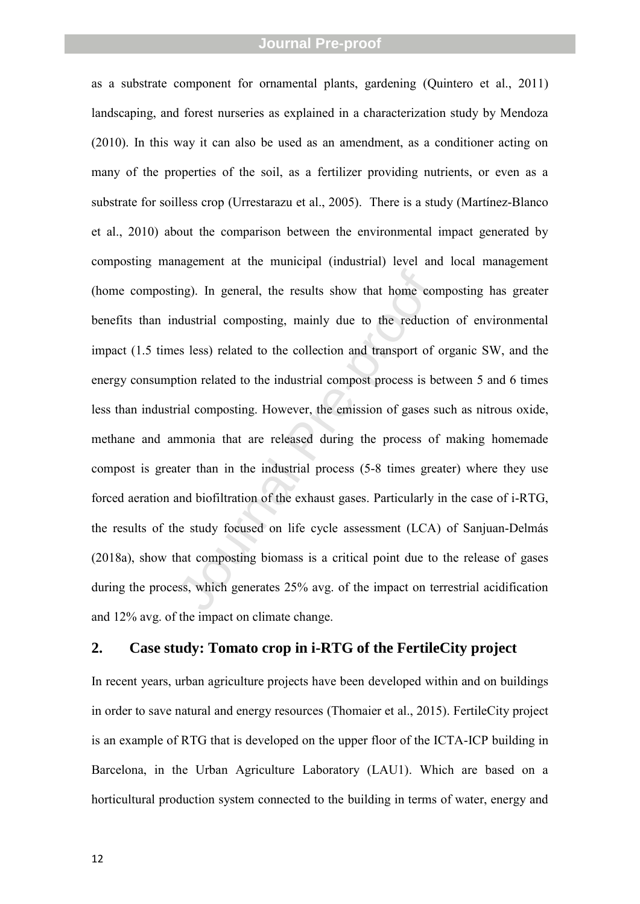as a substrate component for ornamental plants, gardening (Quintero et al., 2011) landscaping, and forest nurseries as explained in a characterization study by Mendoza (2010). In this way it can also be used as an amendment, as a conditioner acting on many of the properties of the soil, as a fertilizer providing nutrients, or even as a substrate for soilless crop (Urrestarazu et al., 2005). There is a study (Martínez-Blanco et al., 2010) about the comparison between the environmental impact generated by composting management at the municipal (industrial) level and local management (home composting). In general, the results show that home composting has greater benefits than industrial composting, mainly due to the reduction of environmental impact (1.5 times less) related to the collection and transport of organic SW, and the energy consumption related to the industrial compost process is between 5 and 6 times less than industrial composting. However, the emission of gases such as nitrous oxide, methane and ammonia that are released during the process of making homemade compost is greater than in the industrial process (5-8 times greater) where they use forced aeration and biofiltration of the exhaust gases. Particularly in the case of i-RTG, the results of the study focused on life cycle assessment (LCA) of Sanjuan-Delmás (2018a), show that composting biomass is a critical point due to the release of gases during the process, which generates 25% avg. of the impact on terrestrial acidification and 12% avg. of the impact on climate change.

## 2. Case study: Tomato crop in i-RTG of the FertileCity project

In recent years, urban agriculture projects have been developed within and on buildings in order to save natural and energy resources (Thomaier et al., 2015). FertileCity project is an example of RTG that is developed on the upper floor of the ICTA-ICP building in Barcelona, in the Urban Agriculture Laboratory (LAU1). Which are based on a horticultural production system connected to the building in terms of water, energy and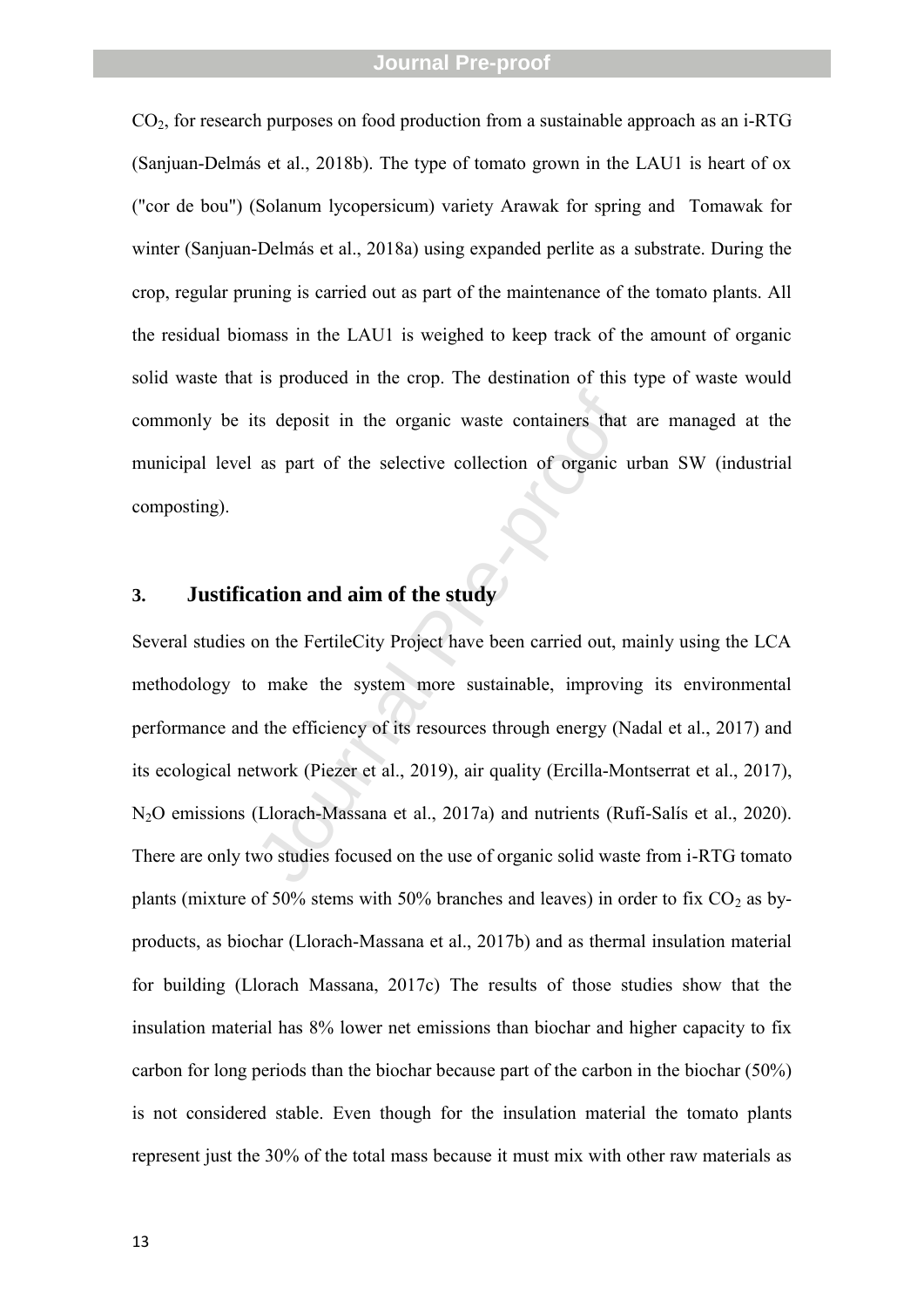$CO_2$, for research purposes on food production from a sustainable approach as an i-RTG (Sanjuan-Delmás et al., 2018b). The type of tomato grown in the LAU1 is heart of ox ("cor de bou") (Solanum lycopersicum) variety Arawak for spring and Tomawak for winter (Sanjuan-Delmás et al., 2018a) using expanded perlite as a substrate. During the crop, regular pruning is carried out as part of the maintenance of the tomato plants. All the residual biomass in the LAU1 is weighed to keep track of the amount of organic solid waste that is produced in the crop. The destination of this type of waste would commonly be its deposit in the organic waste containers that are managed at the municipal level as part of the selective collection of organic urban SW (industrial composting).

## 3. Justification and aim of the study

Several studies on the FertileCity Project have been carried out, mainly using the LCA methodology to make the system more sustainable, improving its environmental performance and the efficiency of its resources through energy (Nadal et al., 2017) and its ecological network (Piezer et al., 2019), air quality (Ercilla-Montserrat et al., 2017), $N_2O$ emissions (Llorach-Massana et al., 2017a) and nutrients (Rufí-Salís et al., 2020). There are only two studies focused on the use of organic solid waste from i-RTG tomato plants (mixture of 50% stems with 50% branches and leaves) in order to fix $CO_2$ as by-products, as biochar (Llorach-Massana et al., 2017b) and as thermal insulation material for building (Llorach Massana, 2017c) The results of those studies show that the insulation material has 8% lower net emissions than biochar and higher capacity to fix carbon for long periods than the biochar because part of the carbon in the biochar (50%) is not considered stable. Even though for the insulation material the tomato plants represent just the 30% of the total mass because it must mix with other raw materials as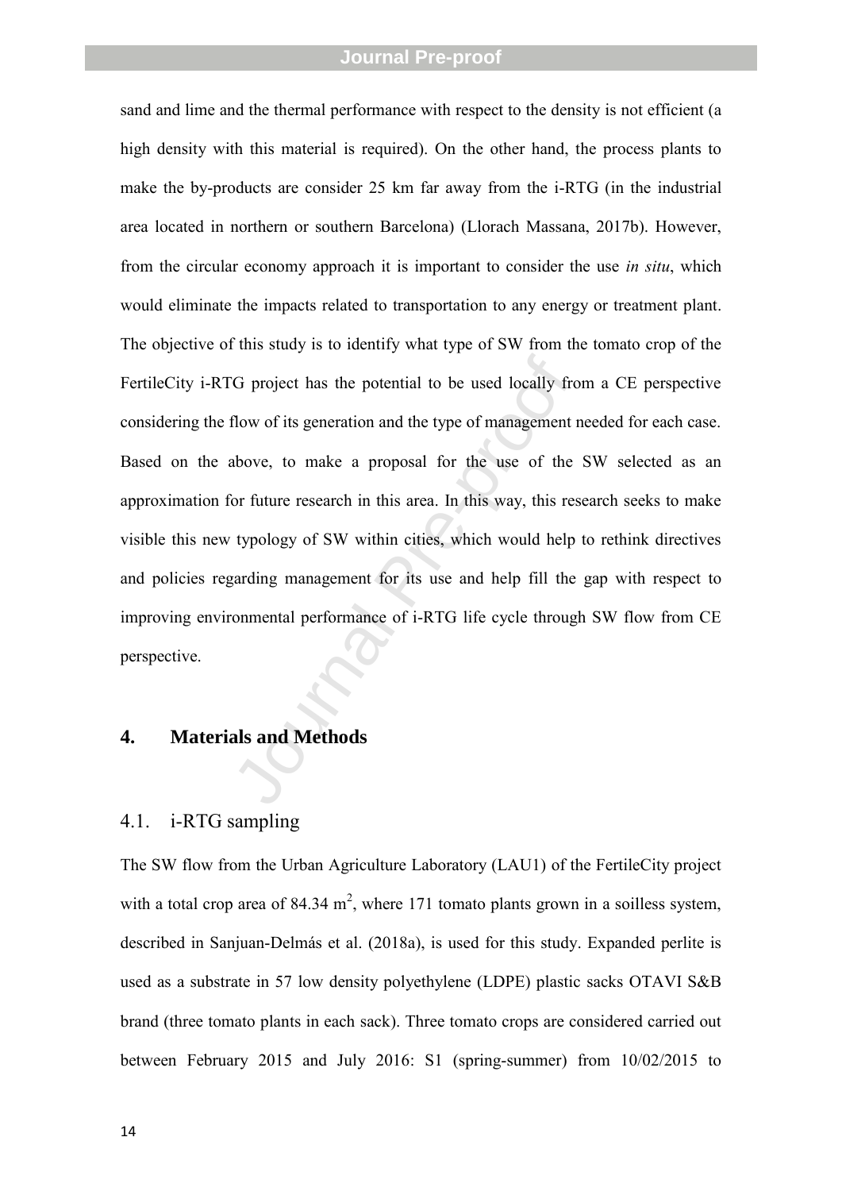sand and lime and the thermal performance with respect to the density is not efficient (a high density with this material is required). On the other hand, the process plants to make the by-products are consider 25 km far away from the i-RTG (in the industrial area located in northern or southern Barcelona) (Llorach Massana, 2017b). However, from the circular economy approach it is important to consider the use *in situ*, which would eliminate the impacts related to transportation to any energy or treatment plant. The objective of this study is to identify what type of SW from the tomato crop of the FertileCity i-RTG project has the potential to be used locally from a CE perspective considering the flow of its generation and the type of management needed for each case. Based on the above, to make a proposal for the use of the SW selected as an approximation for future research in this area. In this way, this research seeks to make visible this new typology of SW within cities, which would help to rethink directives and policies regarding management for its use and help fill the gap with respect to improving environmental performance of i-RTG life cycle through SW flow from CE perspective.

## 4. Materials and Methods

### 4.1. i-RTG sampling

The SW flow from the Urban Agriculture Laboratory (LAU1) of the FertileCity project with a total crop area of 84.34 $m^2$, where 171 tomato plants grown in a soilless system, described in Sanjuan-Delmás et al. (2018a), is used for this study. Expanded perlite is used as a substrate in 57 low density polyethylene (LDPE) plastic sacks OTAVI S&B brand (three tomato plants in each sack). Three tomato crops are considered carried out between February 2015 and July 2016: S1 (spring-summer) from 10/02/2015 to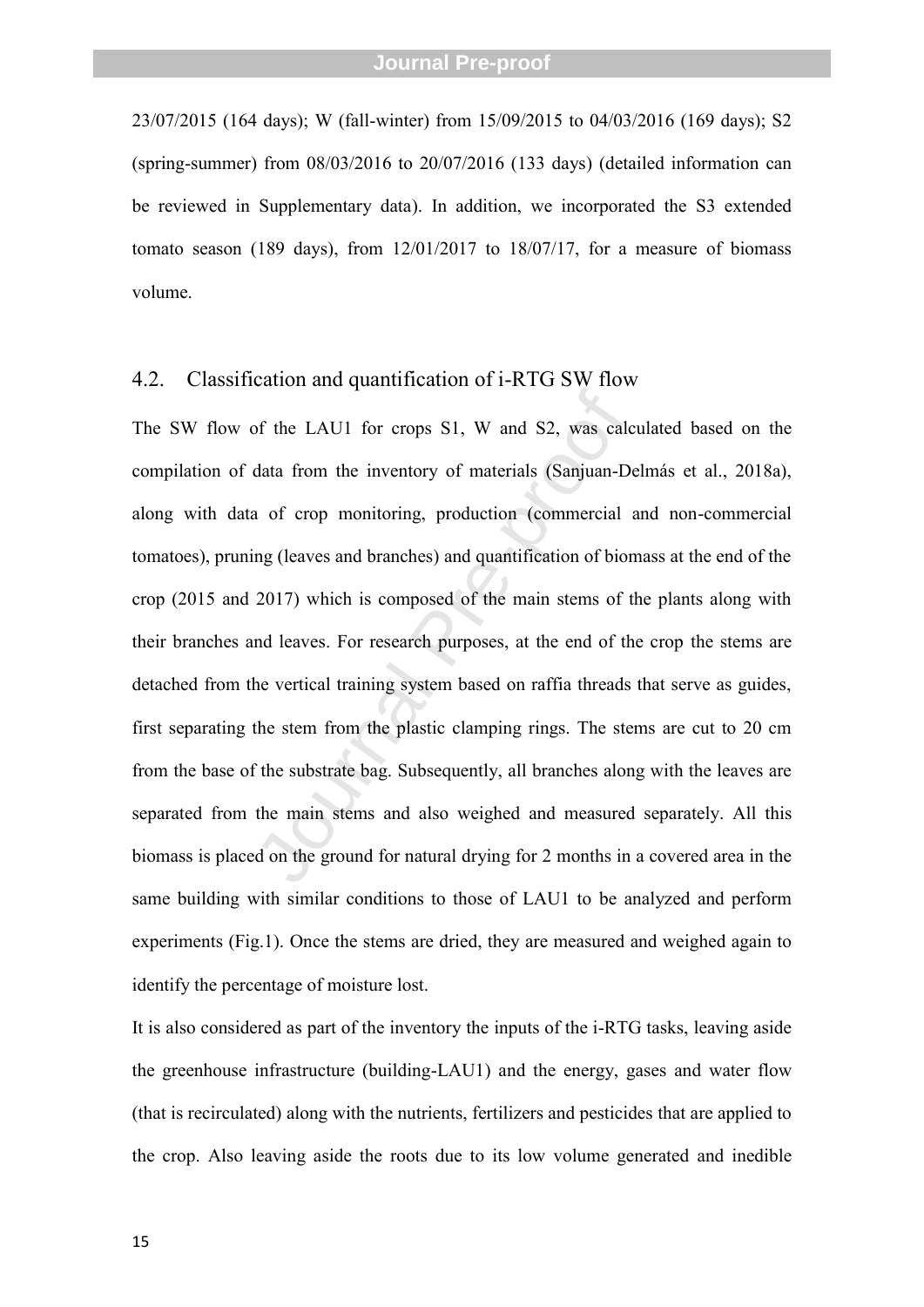23/07/2015 (164 days); W (fall-winter) from 15/09/2015 to 04/03/2016 (169 days); S2 (spring-summer) from 08/03/2016 to 20/07/2016 (133 days) (detailed information can be reviewed in Supplementary data). In addition, we incorporated the S3 extended tomato season (189 days), from 12/01/2017 to 18/07/17, for a measure of biomass volume.

## 4.2. Classification and quantification of i-RTG SW flow

The SW flow of the LAU1 for crops S1, W and S2, was calculated based on the compilation of data from the inventory of materials (Sanjuan-Delmás et al., 2018a), along with data of crop monitoring, production (commercial and non-commercial tomatoes), pruning (leaves and branches) and quantification of biomass at the end of the crop (2015 and 2017) which is composed of the main stems of the plants along with their branches and leaves. For research purposes, at the end of the crop the stems are detached from the vertical training system based on raffia threads that serve as guides, first separating the stem from the plastic clamping rings. The stems are cut to 20 cm from the base of the substrate bag. Subsequently, all branches along with the leaves are separated from the main stems and also weighed and measured separately. All this biomass is placed on the ground for natural drying for 2 months in a covered area in the same building with similar conditions to those of LAU1 to be analyzed and perform experiments (Fig.1). Once the stems are dried, they are measured and weighed again to identify the percentage of moisture lost.

It is also considered as part of the inventory the inputs of the i-RTG tasks, leaving aside the greenhouse infrastructure (building-LAU1) and the energy, gases and water flow (that is recirculated) along with the nutrients, fertilizers and pesticides that are applied to the crop. Also leaving aside the roots due to its low volume generated and inedible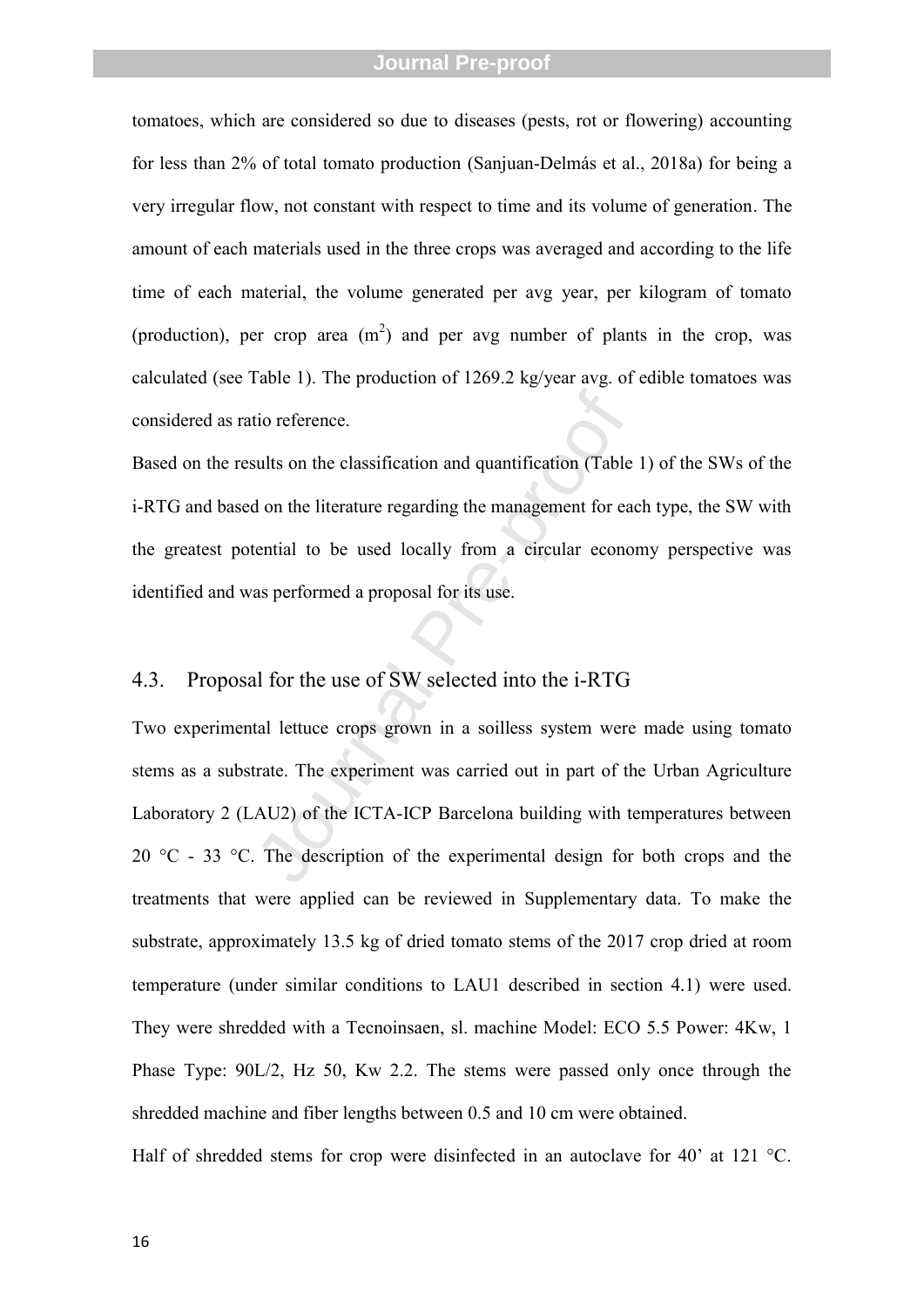tomatoes, which are considered so due to diseases (pests, rot or flowering) accounting for less than 2% of total tomato production (Sanjuan-Delmás et al., 2018a) for being a very irregular flow, not constant with respect to time and its volume of generation. The amount of each materials used in the three crops was averaged and according to the life time of each material, the volume generated per avg year, per kilogram of tomato (production), per crop area ($m^2$) and per avg number of plants in the crop, was calculated (see Table 1). The production of 1269.2 kg/year avg. of edible tomatoes was considered as ratio reference.

Based on the results on the classification and quantification (Table 1) of the SWs of the i-RTG and based on the literature regarding the management for each type, the SW with the greatest potential to be used locally from a circular economy perspective was identified and was performed a proposal for its use.

## 4.3. Proposal for the use of SW selected into the i-RTG

Two experimental lettuce crops grown in a soilless system were made using tomato stems as a substrate. The experiment was carried out in part of the Urban Agriculture Laboratory 2 (LAU2) of the ICTA-ICP Barcelona building with temperatures between 20 °C - 33 °C. The description of the experimental design for both crops and the treatments that were applied can be reviewed in Supplementary data. To make the substrate, approximately 13.5 kg of dried tomato stems of the 2017 crop dried at room temperature (under similar conditions to LAU1 described in section 4.1) were used. They were shredded with a Tecnoinsaen, sl. machine Model: ECO 5.5 Power: 4Kw, 1 Phase Type: 90L/2, Hz 50, Kw 2.2. The stems were passed only once through the shredded machine and fiber lengths between 0.5 and 10 cm were obtained.

Half of shredded stems for crop were disinfected in an autoclave for 40' at 121 °C.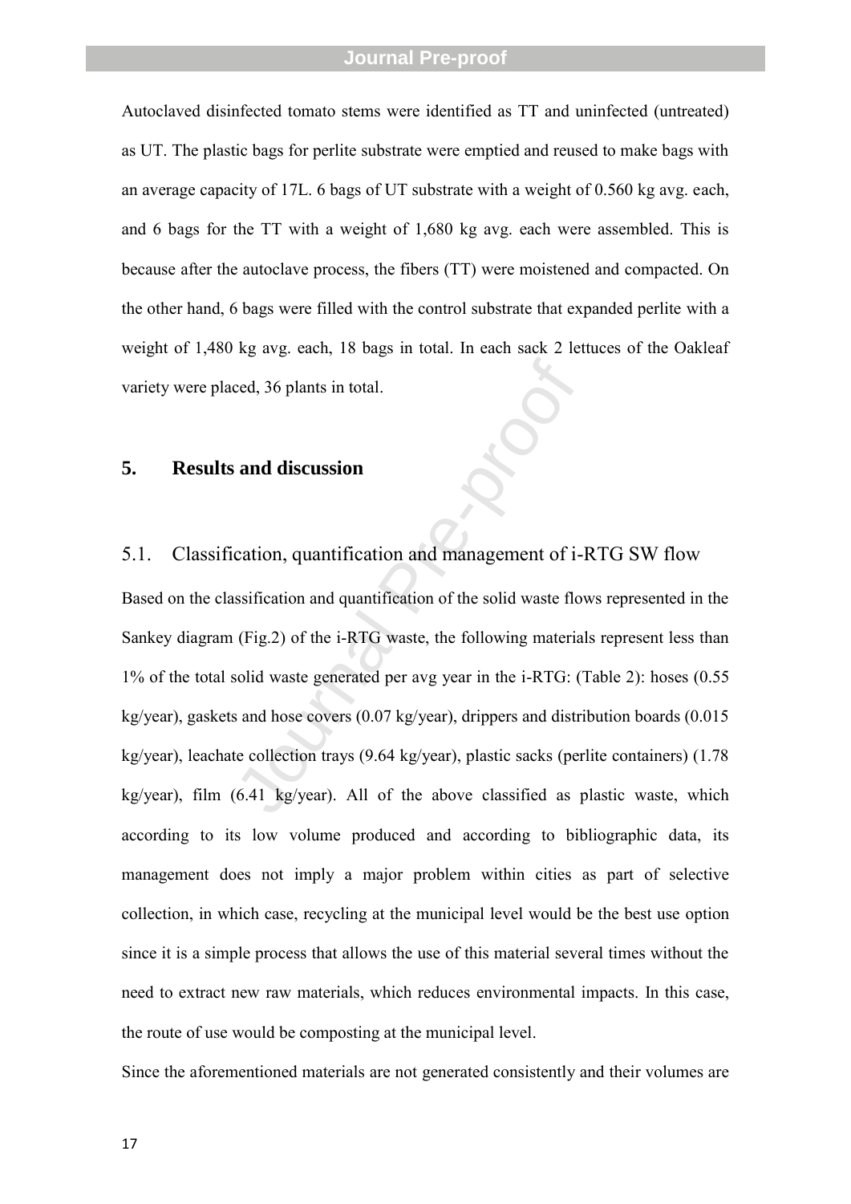Autoclaved disinfected tomato stems were identified as TT and uninfected (untreated) as UT. The plastic bags for perlite substrate were emptied and reused to make bags with an average capacity of 17L. 6 bags of UT substrate with a weight of 0.560 kg avg. each, and 6 bags for the TT with a weight of 1,680 kg avg. each were assembled. This is because after the autoclave process, the fibers (TT) were moistened and compacted. On the other hand, 6 bags were filled with the control substrate that expanded perlite with a weight of 1,480 kg avg. each, 18 bags in total. In each sack 2 lettuces of the Oakleaf variety were placed, 36 plants in total.

# 5. Results and discussion

## 5.1. Classification, quantification and management of i-RTG SW flow

Based on the classification and quantification of the solid waste flows represented in the Sankey diagram (Fig.2) of the i-RTG waste, the following materials represent less than 1% of the total solid waste generated per avg year in the i-RTG: (Table 2): hoses (0.55 kg/year), gaskets and hose covers (0.07 kg/year), drippers and distribution boards (0.015 kg/year), leachate collection trays (9.64 kg/year), plastic sacks (perlite containers) (1.78 kg/year), film (6.41 kg/year). All of the above classified as plastic waste, which according to its low volume produced and according to bibliographic data, its management does not imply a major problem within cities as part of selective collection, in which case, recycling at the municipal level would be the best use option since it is a simple process that allows the use of this material several times without the need to extract new raw materials, which reduces environmental impacts. In this case, the route of use would be composting at the municipal level.

Since the aforementioned materials are not generated consistently and their volumes are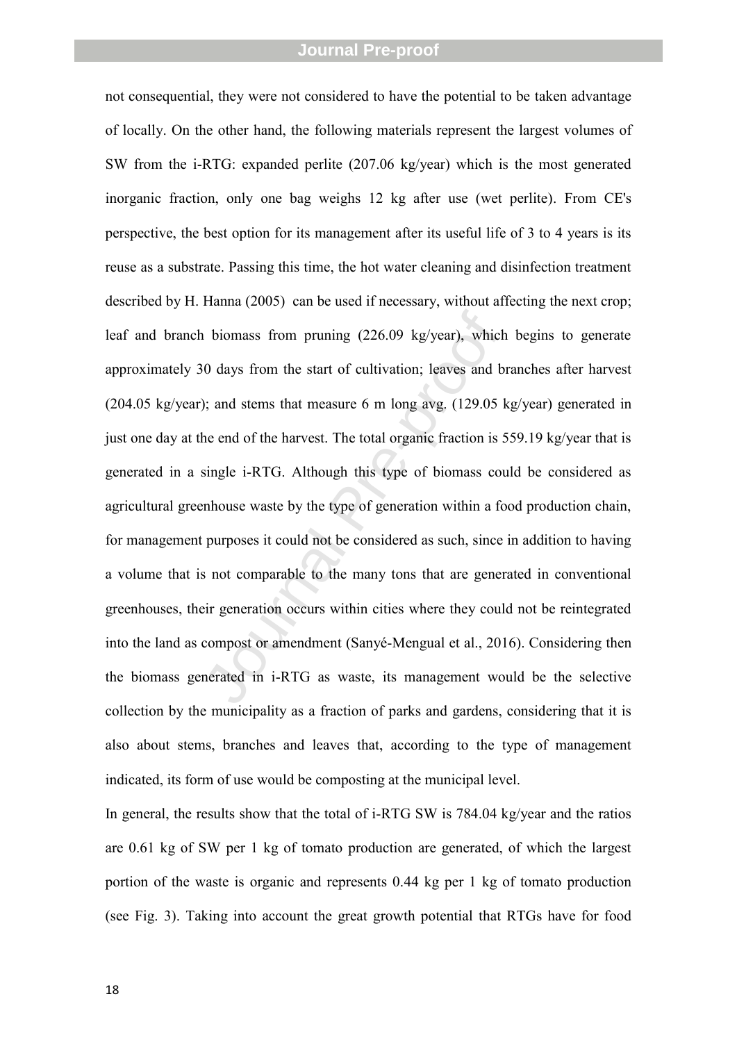not consequential, they were not considered to have the potential to be taken advantage of locally. On the other hand, the following materials represent the largest volumes of SW from the i-RTG: expanded perlite (207.06 kg/year) which is the most generated inorganic fraction, only one bag weighs 12 kg after use (wet perlite). From CE's perspective, the best option for its management after its useful life of 3 to 4 years is its reuse as a substrate. Passing this time, the hot water cleaning and disinfection treatment described by H. Hanna (2005) can be used if necessary, without affecting the next crop; leaf and branch biomass from pruning (226.09 kg/year), which begins to generate approximately 30 days from the start of cultivation; leaves and branches after harvest (204.05 kg/year); and stems that measure 6 m long avg. (129.05 kg/year) generated in just one day at the end of the harvest. The total organic fraction is 559.19 kg/year that is generated in a single i-RTG. Although this type of biomass could be considered as agricultural greenhouse waste by the type of generation within a food production chain, for management purposes it could not be considered as such, since in addition to having a volume that is not comparable to the many tons that are generated in conventional greenhouses, their generation occurs within cities where they could not be reintegrated into the land as compost or amendment (Sanyé-Mengual et al., 2016). Considering then the biomass generated in i-RTG as waste, its management would be the selective collection by the municipality as a fraction of parks and gardens, considering that it is also about stems, branches and leaves that, according to the type of management indicated, its form of use would be composting at the municipal level.

In general, the results show that the total of i-RTG SW is 784.04 kg/year and the ratios are 0.61 kg of SW per 1 kg of tomato production are generated, of which the largest portion of the waste is organic and represents 0.44 kg per 1 kg of tomato production (see Fig. 3). Taking into account the great growth potential that RTGs have for food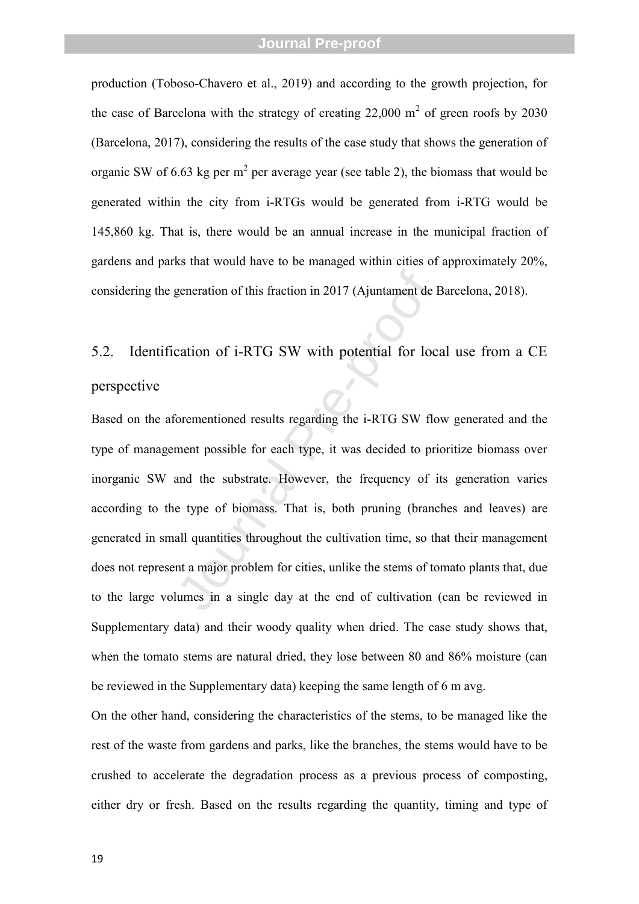production (Toboso-Chavero et al., 2019) and according to the growth projection, for the case of Barcelona with the strategy of creating 22,000 $m^2$ of green roofs by 2030 (Barcelona, 2017), considering the results of the case study that shows the generation of organic SW of 6.63 kg per $m^2$ per average year (see table 2), the biomass that would be generated within the city from i-RTGs would be generated from i-RTG would be 145,860 kg. That is, there would be an annual increase in the municipal fraction of gardens and parks that would have to be managed within cities of approximately 20%, considering the generation of this fraction in 2017 (Ajuntament de Barcelona, 2018).

## 5.2. Identification of i-RTG SW with potential for local use from a CE perspective

Based on the aforementioned results regarding the i-RTG SW flow generated and the type of management possible for each type, it was decided to prioritize biomass over inorganic SW and the substrate. However, the frequency of its generation varies according to the type of biomass. That is, both pruning (branches and leaves) are generated in small quantities throughout the cultivation time, so that their management does not represent a major problem for cities, unlike the stems of tomato plants that, due to the large volumes in a single day at the end of cultivation (can be reviewed in Supplementary data) and their woody quality when dried. The case study shows that, when the tomato stems are natural dried, they lose between 80 and 86% moisture (can be reviewed in the Supplementary data) keeping the same length of 6 m avg.

On the other hand, considering the characteristics of the stems, to be managed like the rest of the waste from gardens and parks, like the branches, the stems would have to be crushed to accelerate the degradation process as a previous process of composting, either dry or fresh. Based on the results regarding the quantity, timing and type of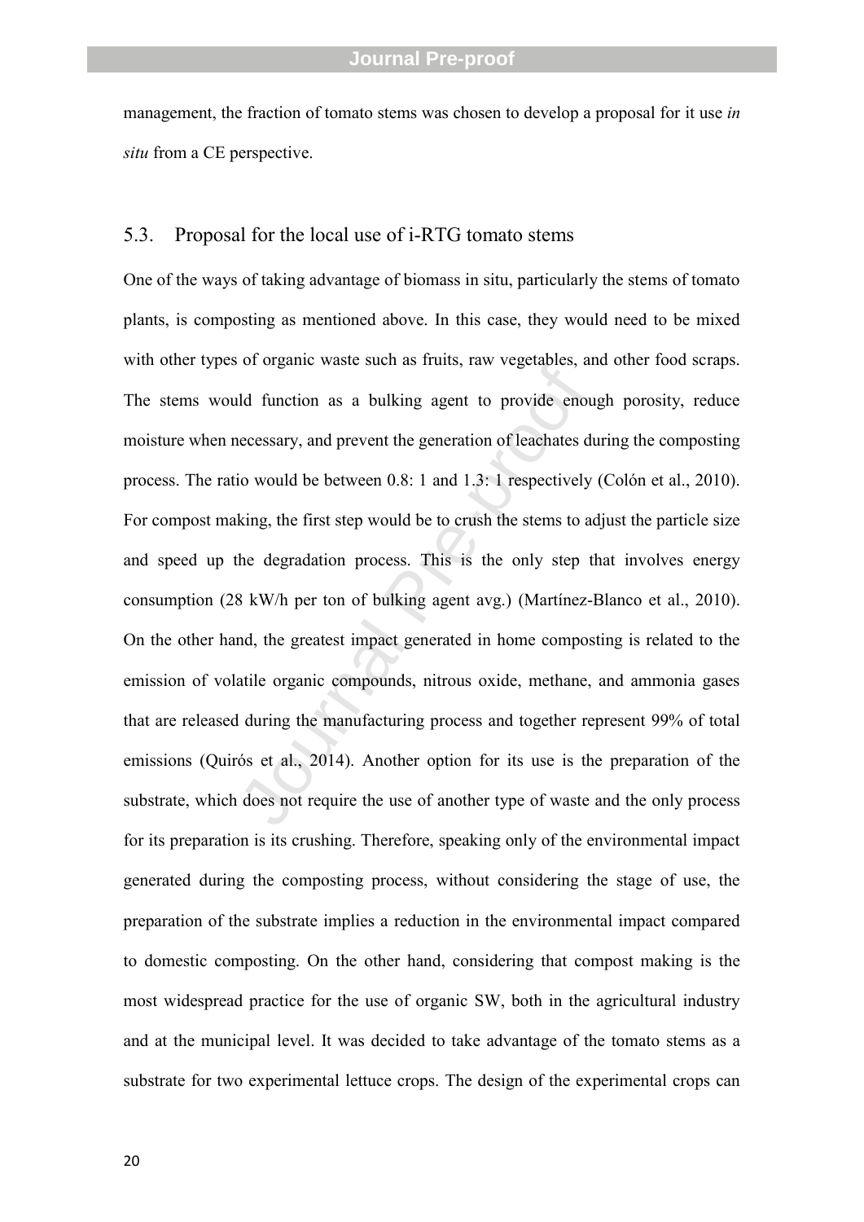management, the fraction of tomato stems was chosen to develop a proposal for it use *in situ* from a CE perspective.

### 5.3. Proposal for the local use of i-RTG tomato stems

One of the ways of taking advantage of biomass in situ, particularly the stems of tomato plants, is composting as mentioned above. In this case, they would need to be mixed with other types of organic waste such as fruits, raw vegetables, and other food scraps. The stems would function as a bulking agent to provide enough porosity, reduce moisture when necessary, and prevent the generation of leachates during the composting process. The ratio would be between 0.8: 1 and 1.3: 1 respectively (Colón et al., 2010). For compost making, the first step would be to crush the stems to adjust the particle size and speed up the degradation process. This is the only step that involves energy consumption (28 kW/h per ton of bulking agent avg.) (Martínez-Blanco et al., 2010). On the other hand, the greatest impact generated in home composting is related to the emission of volatile organic compounds, nitrous oxide, methane, and ammonia gases that are released during the manufacturing process and together represent 99% of total emissions (Quirós et al., 2014). Another option for its use is the preparation of the substrate, which does not require the use of another type of waste and the only process for its preparation is its crushing. Therefore, speaking only of the environmental impact generated during the composting process, without considering the stage of use, the preparation of the substrate implies a reduction in the environmental impact compared to domestic composting. On the other hand, considering that compost making is the most widespread practice for the use of organic SW, both in the agricultural industry and at the municipal level. It was decided to take advantage of the tomato stems as a substrate for two experimental lettuce crops. The design of the experimental crops can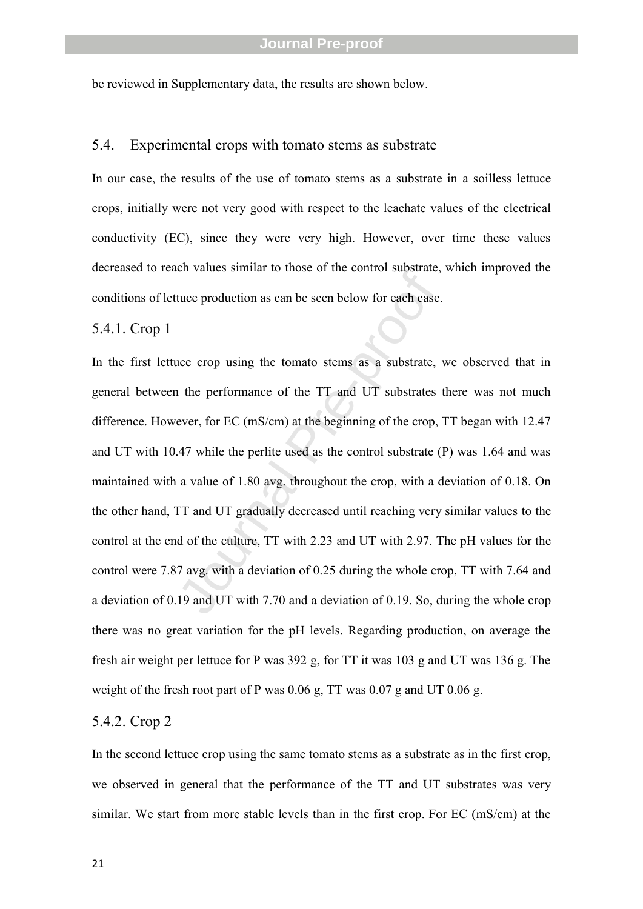be reviewed in Supplementary data, the results are shown below.

## 5.4. Experimental crops with tomato stems as substrate

In our case, the results of the use of tomato stems as a substrate in a soilless lettuce crops, initially were not very good with respect to the leachate values of the electrical conductivity (EC), since they were very high. However, over time these values decreased to reach values similar to those of the control substrate, which improved the conditions of lettuce production as can be seen below for each case.

### 5.4.1. Crop 1

In the first lettuce crop using the tomato stems as a substrate, we observed that in general between the performance of the TT and UT substrates there was not much difference. However, for EC (mS/cm) at the beginning of the crop, TT began with 12.47 and UT with 10.47 while the perlite used as the control substrate (P) was 1.64 and was maintained with a value of 1.80 avg. throughout the crop, with a deviation of 0.18. On the other hand, TT and UT gradually decreased until reaching very similar values to the control at the end of the culture, TT with 2.23 and UT with 2.97. The pH values for the control were 7.87 avg. with a deviation of 0.25 during the whole crop, TT with 7.64 and a deviation of 0.19 and UT with 7.70 and a deviation of 0.19. So, during the whole crop there was no great variation for the pH levels. Regarding production, on average the fresh air weight per lettuce for P was 392 g, for TT it was 103 g and UT was 136 g. The weight of the fresh root part of P was 0.06 g, TT was 0.07 g and UT 0.06 g.

### 5.4.2. Crop 2

In the second lettuce crop using the same tomato stems as a substrate as in the first crop, we observed in general that the performance of the TT and UT substrates was very similar. We start from more stable levels than in the first crop. For EC (mS/cm) at the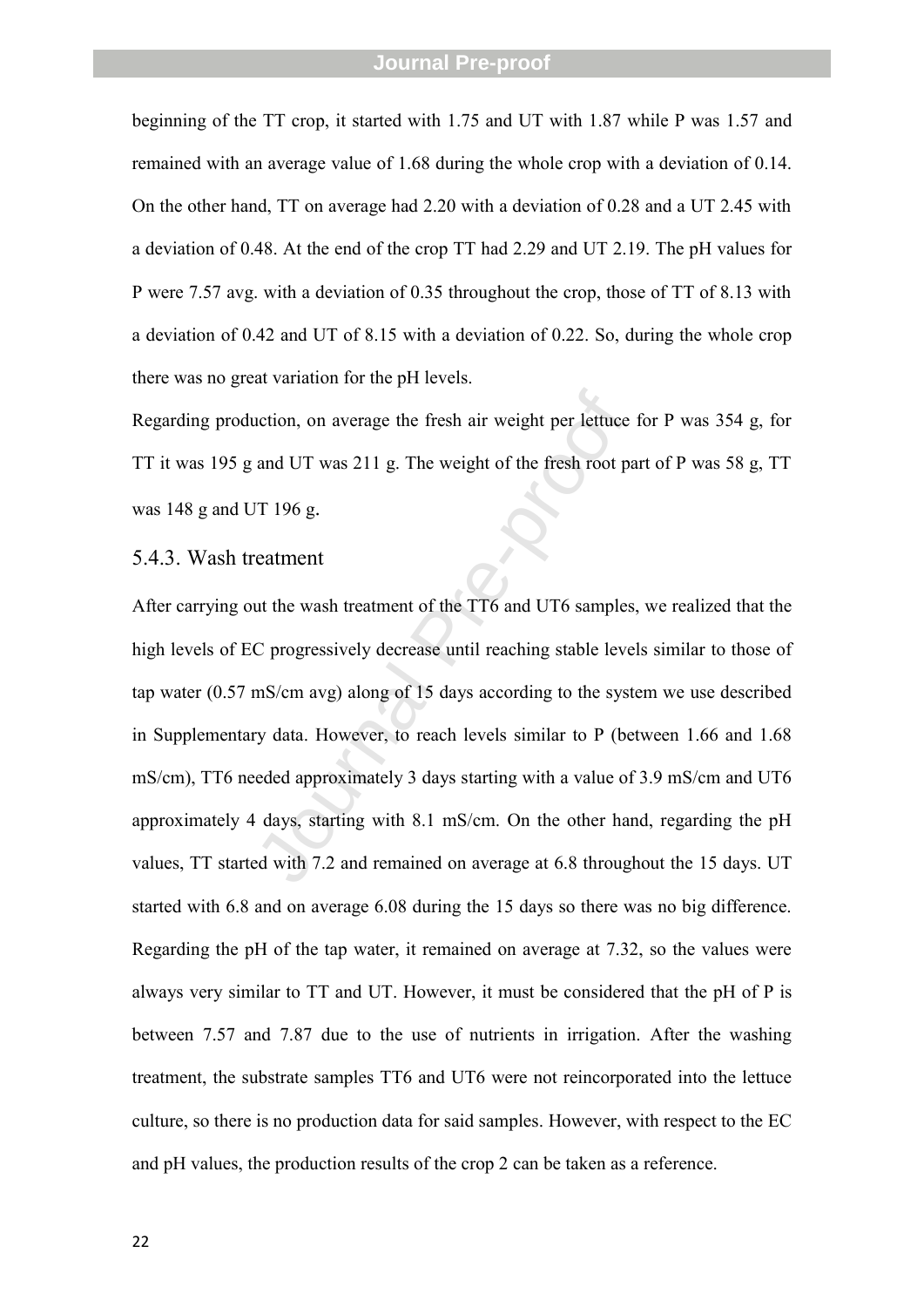beginning of the TT crop, it started with 1.75 and UT with 1.87 while P was 1.57 and remained with an average value of 1.68 during the whole crop with a deviation of 0.14. On the other hand, TT on average had 2.20 with a deviation of 0.28 and a UT 2.45 with a deviation of 0.48. At the end of the crop TT had 2.29 and UT 2.19. The pH values for P were 7.57 avg. with a deviation of 0.35 throughout the crop, those of TT of 8.13 with a deviation of 0.42 and UT of 8.15 with a deviation of 0.22. So, during the whole crop there was no great variation for the pH levels.

Regarding production, on average the fresh air weight per lettuce for P was 354 g, for TT it was 195 g and UT was 211 g. The weight of the fresh root part of P was 58 g, TT was 148 g and UT 196 g.

### 5.4.3. Wash treatment

After carrying out the wash treatment of the TT6 and UT6 samples, we realized that the high levels of EC progressively decrease until reaching stable levels similar to those of tap water (0.57 mS/cm avg) along of 15 days according to the system we use described in Supplementary data. However, to reach levels similar to P (between 1.66 and 1.68 mS/cm), TT6 needed approximately 3 days starting with a value of 3.9 mS/cm and UT6 approximately 4 days, starting with 8.1 mS/cm. On the other hand, regarding the pH values, TT started with 7.2 and remained on average at 6.8 throughout the 15 days. UT started with 6.8 and on average 6.08 during the 15 days so there was no big difference. Regarding the pH of the tap water, it remained on average at 7.32, so the values were always very similar to TT and UT. However, it must be considered that the pH of P is between 7.57 and 7.87 due to the use of nutrients in irrigation. After the washing treatment, the substrate samples TT6 and UT6 were not reincorporated into the lettuce culture, so there is no production data for said samples. However, with respect to the EC and pH values, the production results of the crop 2 can be taken as a reference.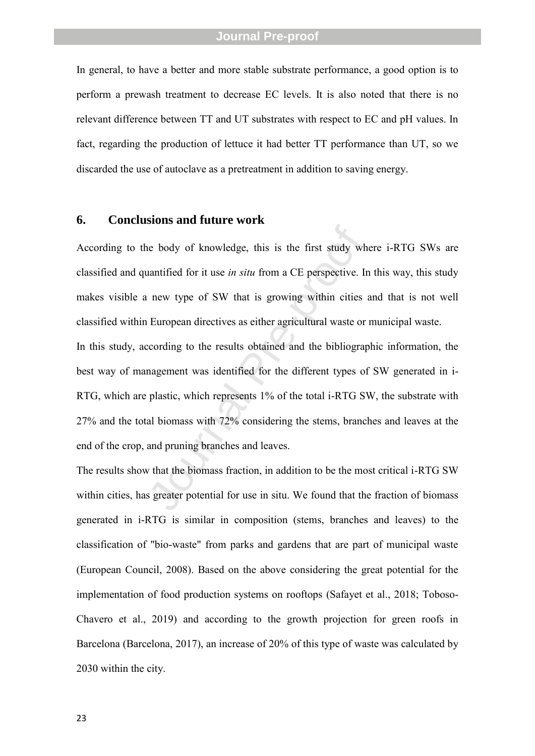In general, to have a better and more stable substrate performance, a good option is to perform a prewash treatment to decrease EC levels. It is also noted that there is no relevant difference between TT and UT substrates with respect to EC and pH values. In fact, regarding the production of lettuce it had better TT performance than UT, so we discarded the use of autoclave as a pretreatment in addition to saving energy.

## 6. Conclusions and future work

According to the body of knowledge, this is the first study where i-RTG SWs are classified and quantified for it use *in situ* from a CE perspective. In this way, this study makes visible a new type of SW that is growing within cities and that is not well classified within European directives as either agricultural waste or municipal waste.

In this study, according to the results obtained and the bibliographic information, the best way of management was identified for the different types of SW generated in i-RTG, which are plastic, which represents 1% of the total i-RTG SW, the substrate with 27% and the total biomass with 72% considering the stems, branches and leaves at the end of the crop, and pruning branches and leaves.

The results show that the biomass fraction, in addition to be the most critical i-RTG SW within cities, has greater potential for use in situ. We found that the fraction of biomass generated in i-RTG is similar in composition (stems, branches and leaves) to the classification of "bio-waste" from parks and gardens that are part of municipal waste (European Council, 2008). Based on the above considering the great potential for the implementation of food production systems on rooftops (Safayet et al., 2018; Toboso-Chavero et al., 2019) and according to the growth projection for green roofs in Barcelona (Barcelona, 2017), an increase of 20% of this type of waste was calculated by 2030 within the city.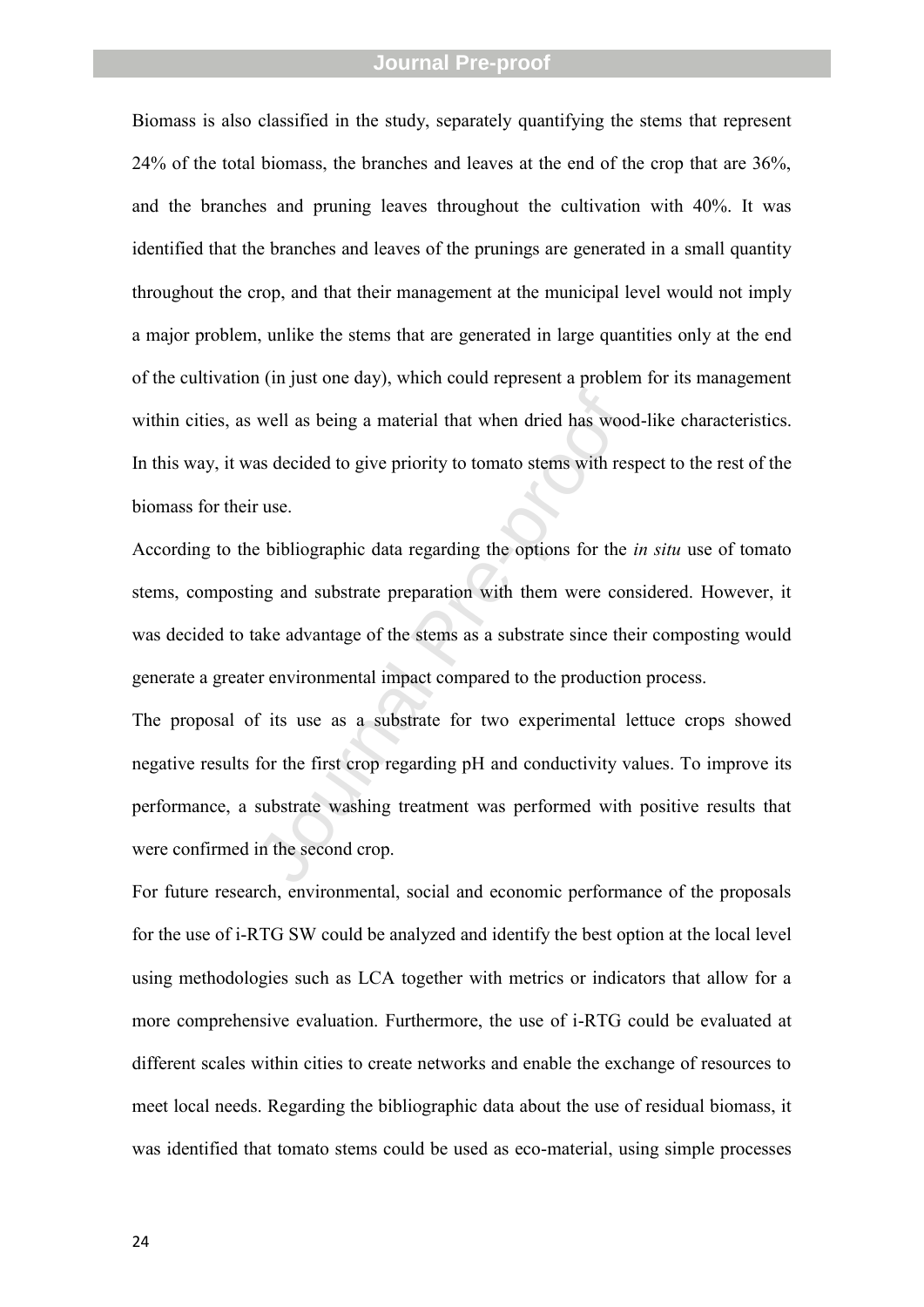Biomass is also classified in the study, separately quantifying the stems that represent 24% of the total biomass, the branches and leaves at the end of the crop that are 36%, and the branches and pruning leaves throughout the cultivation with 40%. It was identified that the branches and leaves of the prunings are generated in a small quantity throughout the crop, and that their management at the municipal level would not imply a major problem, unlike the stems that are generated in large quantities only at the end of the cultivation (in just one day), which could represent a problem for its management within cities, as well as being a material that when dried has wood-like characteristics. In this way, it was decided to give priority to tomato stems with respect to the rest of the biomass for their use.

According to the bibliographic data regarding the options for the *in situ* use of tomato stems, composting and substrate preparation with them were considered. However, it was decided to take advantage of the stems as a substrate since their composting would generate a greater environmental impact compared to the production process.

The proposal of its use as a substrate for two experimental lettuce crops showed negative results for the first crop regarding pH and conductivity values. To improve its performance, a substrate washing treatment was performed with positive results that were confirmed in the second crop.

For future research, environmental, social and economic performance of the proposals for the use of i-RTG SW could be analyzed and identify the best option at the local level using methodologies such as LCA together with metrics or indicators that allow for a more comprehensive evaluation. Furthermore, the use of i-RTG could be evaluated at different scales within cities to create networks and enable the exchange of resources to meet local needs. Regarding the bibliographic data about the use of residual biomass, it was identified that tomato stems could be used as eco-material, using simple processes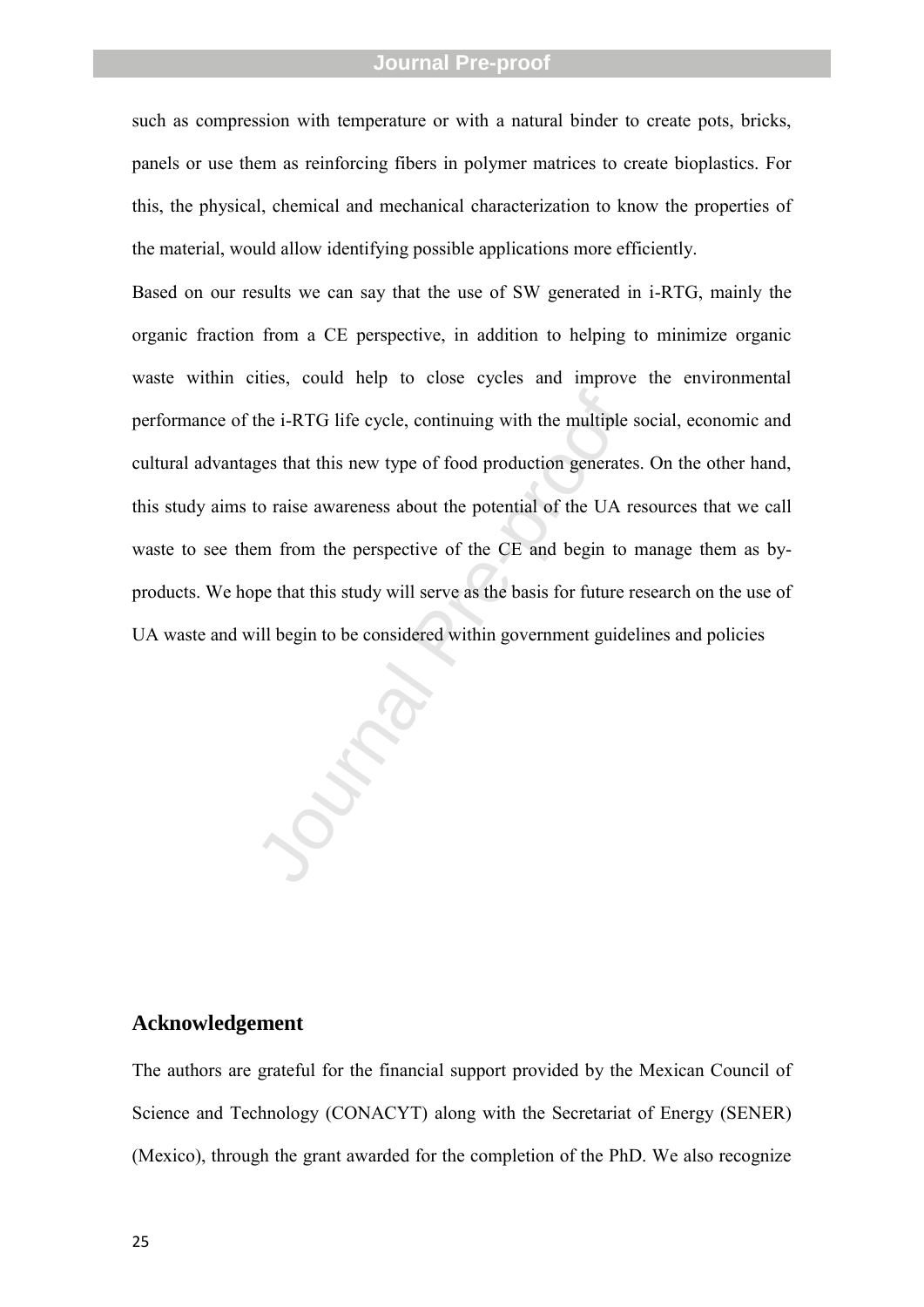such as compression with temperature or with a natural binder to create pots, bricks, panels or use them as reinforcing fibers in polymer matrices to create bioplastics. For this, the physical, chemical and mechanical characterization to know the properties of the material, would allow identifying possible applications more efficiently.

Based on our results we can say that the use of SW generated in i-RTG, mainly the organic fraction from a CE perspective, in addition to helping to minimize organic waste within cities, could help to close cycles and improve the environmental performance of the i-RTG life cycle, continuing with the multiple social, economic and cultural advantages that this new type of food production generates. On the other hand, this study aims to raise awareness about the potential of the UA resources that we call waste to see them from the perspective of the CE and begin to manage them as by-products. We hope that this study will serve as the basis for future research on the use of UA waste and will begin to be considered within government guidelines and policies

## Acknowledgement

The authors are grateful for the financial support provided by the Mexican Council of Science and Technology (CONACYT) along with the Secretariat of Energy (SENER) (Mexico), through the grant awarded for the completion of the PhD. We also recognize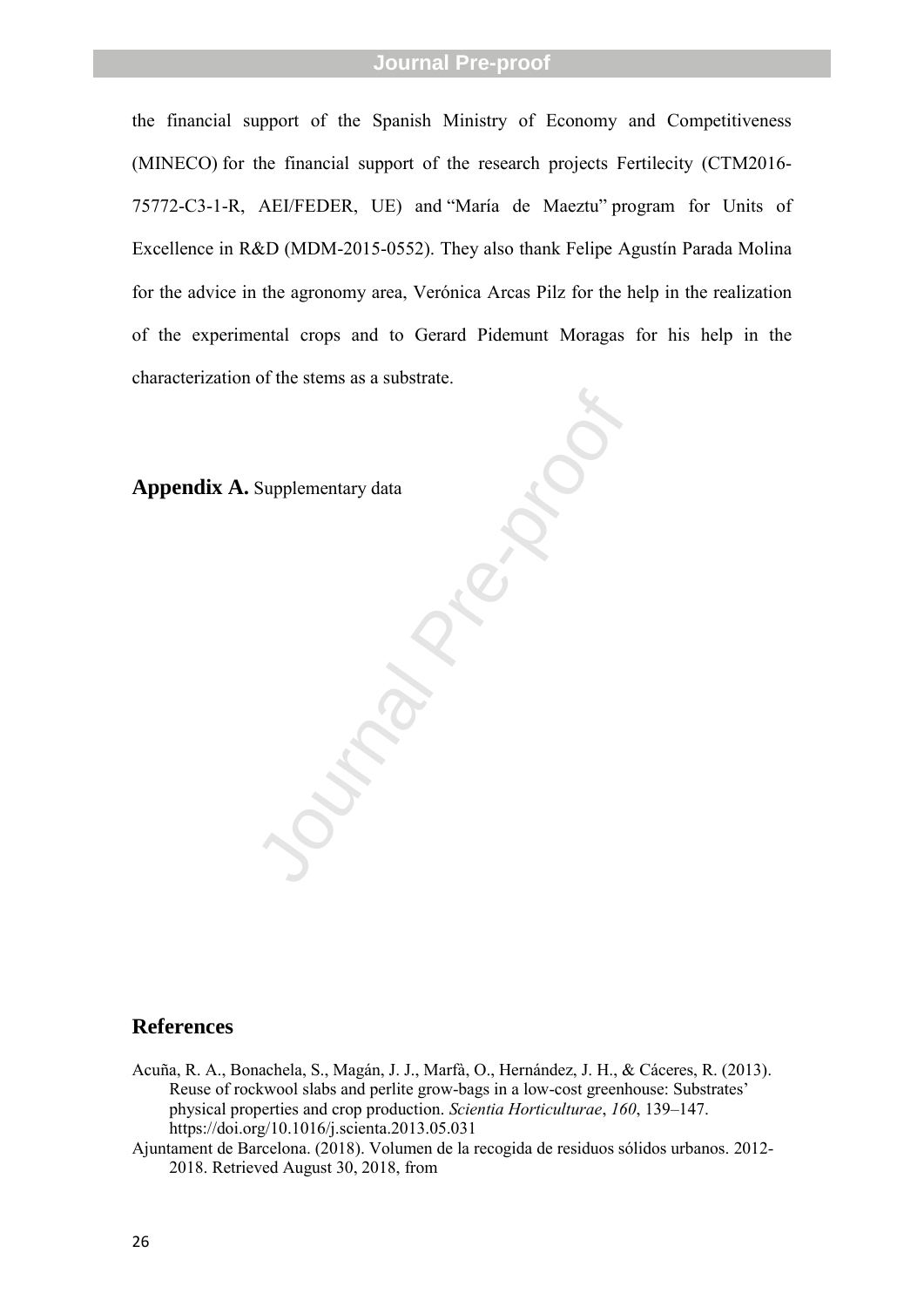the financial support of the Spanish Ministry of Economy and Competitiveness (MINECO) for the financial support of the research projects Fertilecity (CTM2016-75772-C3-1-R, AEI/FEDER, UE) and "María de Maeztu" program for Units of Excellence in R&D (MDM-2015-0552). They also thank Felipe Agustín Parada Molina for the advice in the agronomy area, Verónica Arcas Pilz for the help in the realization of the experimental crops and to Gerard Pidemunt Moragas for his help in the characterization of the stems as a substrate.

**Appendix A.** Supplementary data

## References

Acuña, R. A., Bonachela, S., Magán, J. J., Marfà, O., Hernández, J. H., & Cáceres, R. (2013). Reuse of rockwool slabs and perlite grow-bags in a low-cost greenhouse: Substrates' physical properties and crop production. *Scientia Horticulturae*, *160*, 139–147. https://doi.org/10.1016/j.scienta.2013.05.031

Ajuntament de Barcelona. (2018). Volumen de la recogida de residuos sólidos urbanos. 2012-2018. Retrieved August 30, 2018, from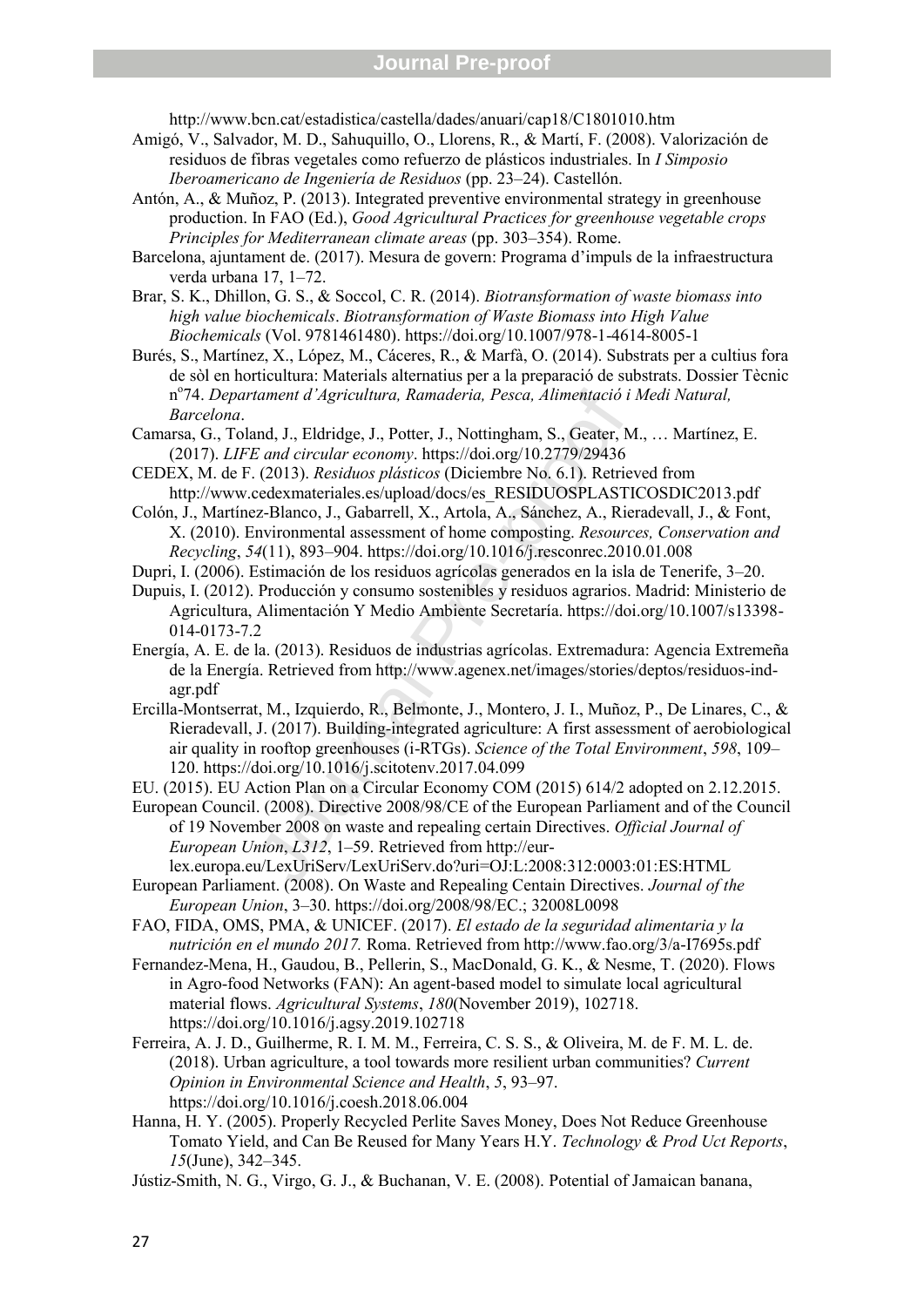http://www.bcn.cat/estadistica/castella/dades/anuari/cap18/C1801010.htm

Amigó, V., Salvador, M. D., Sahuquillo, O., Llorens, R., & Martí, F. (2008). Valorización de residuos de fibras vegetales como refuerzo de plásticos industriales. In *I Simposio Iberoamericano de Ingeniería de Residuos* (pp. 23–24). Castellón.

Antón, A., & Muñoz, P. (2013). Integrated preventive environmental strategy in greenhouse production. In FAO (Ed.), *Good Agricultural Practices for greenhouse vegetable crops Principles for Mediterranean climate areas* (pp. 303–354). Rome.

Barcelona, ajuntament de. (2017). Mesura de govern: Programa d'impuls de la infraestructura verda urbana 17, 1–72.

Brar, S. K., Dhillon, G. S., & Soccol, C. R. (2014). *Biotransformation of waste biomass into high value biochemicals*. *Biotransformation of Waste Biomass into High Value Biochemicals* (Vol. 9781461480). https://doi.org/10.1007/978-1-4614-8005-1

Burés, S., Martínez, X., López, M., Cáceres, R., & Marfà, O. (2014). Substrats per a cultius fora de sòl en horticultura: Materials alternatius per a la preparació de substrats. Dossier Tècnic nº74. *Departament d'Agricultura, Ramaderia, Pesca, Alimentació i Medi Natural, Barcelona*.

Camarsa, G., Toland, J., Eldridge, J., Potter, J., Nottingham, S., Geater, M., … Martínez, E. (2017). *LIFE and circular economy*. https://doi.org/10.2779/29436

CEDEX, M. de F. (2013). *Residuos plásticos* (Diciembre No. 6.1). Retrieved from http://www.cedexmateriales.es/upload/docs/es_RESIDUOSPLASTICOSDIC2013.pdf

Colón, J., Martínez-Blanco, J., Gabarrell, X., Artola, A., Sánchez, A., Rieradevall, J., & Font, X. (2010). Environmental assessment of home composting. *Resources, Conservation and Recycling*, *54*(11), 893–904. https://doi.org/10.1016/j.resconrec.2010.01.008

Dupri, I. (2006). Estimación de los residuos agrícolas generados en la isla de Tenerife, 3–20.

Dupuis, I. (2012). Producción y consumo sostenibles y residuos agrarios. Madrid: Ministerio de Agricultura, Alimentación Y Medio Ambiente Secretaría. https://doi.org/10.1007/s13398-014-0173-7.2

Energía, A. E. de la. (2013). Residuos de industrias agrícolas. Extremadura: Agencia Extremeña de la Energía. Retrieved from http://www.agenex.net/images/stories/deptos/residuos-ind-agr.pdf

Ercilla-Montserrat, M., Izquierdo, R., Belmonte, J., Montero, J. I., Muñoz, P., De Linares, C., & Rieradevall, J. (2017). Building-integrated agriculture: A first assessment of aerobiological air quality in rooftop greenhouses (i-RTGs). *Science of the Total Environment*, *598*, 109–120. https://doi.org/10.1016/j.scitotenv.2017.04.099

EU. (2015). EU Action Plan on a Circular Economy COM (2015) 614/2 adopted on 2.12.2015.

European Council. (2008). Directive 2008/98/CE of the European Parliament and of the Council of 19 November 2008 on waste and repealing certain Directives. *Official Journal of European Union*, *L312*, 1–59. Retrieved from http://eur-lex.europa.eu/LexUriServ/LexUriServ.do?uri=OJ:L:2008:312:0003:01:ES:HTML

European Parliament. (2008). On Waste and Repealing Centain Directives. *Journal of the European Union*, 3–30. https://doi.org/2008/98/EC.; 32008L0098

FAO, FIDA, OMS, PMA, & UNICEF. (2017). *El estado de la seguridad alimentaria y la nutrición en el mundo 2017.* Roma. Retrieved from http://www.fao.org/3/a-I7695s.pdf

Fernandez-Mena, H., Gaudou, B., Pellerin, S., MacDonald, G. K., & Nesme, T. (2020). Flows in Agro-food Networks (FAN): An agent-based model to simulate local agricultural material flows. *Agricultural Systems*, *180*(November 2019), 102718. https://doi.org/10.1016/j.agsy.2019.102718

Ferreira, A. J. D., Guilherme, R. I. M. M., Ferreira, C. S. S., & Oliveira, M. de F. M. L. de. (2018). Urban agriculture, a tool towards more resilient urban communities? *Current Opinion in Environmental Science and Health*, *5*, 93–97. https://doi.org/10.1016/j.coesh.2018.06.004

Hanna, H. Y. (2005). Properly Recycled Perlite Saves Money, Does Not Reduce Greenhouse Tomato Yield, and Can Be Reused for Many Years H.Y. *Technology & Prod Uct Reports*, *15*(June), 342–345.

Jústiz-Smith, N. G., Virgo, G. J., & Buchanan, V. E. (2008). Potential of Jamaican banana,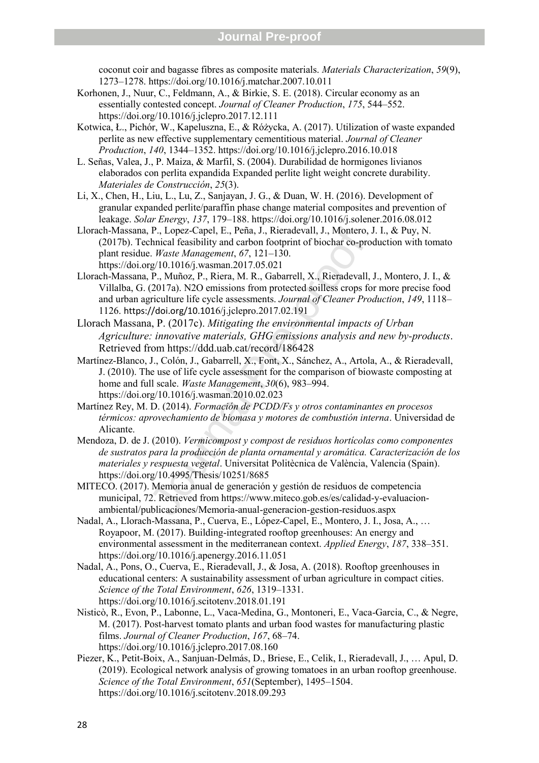coconut coir and bagasse fibres as composite materials. *Materials Characterization*, *59*(9), 1273–1278. https://doi.org/10.1016/j.matchar.2007.10.011

Korhonen, J., Nuur, C., Feldmann, A., & Birkie, S. E. (2018). Circular economy as an essentially contested concept. *Journal of Cleaner Production*, *175*, 544–552. https://doi.org/10.1016/j.jclepro.2017.12.111

Kotwica, Ł., Pichór, W., Kapeluszna, E., & Różycka, A. (2017). Utilization of waste expanded perlite as new effective supplementary cementitious material. *Journal of Cleaner Production*, *140*, 1344–1352. https://doi.org/10.1016/j.jclepro.2016.10.018

L. Señas, Valea, J., P. Maiza, & Marfil, S. (2004). Durabilidad de hormigones livianos elaborados con perlita expandida Expanded perlite light weight concrete durability. *Materiales de Construcción*, *25*(3).

Li, X., Chen, H., Liu, L., Lu, Z., Sanjayan, J. G., & Duan, W. H. (2016). Development of granular expanded perlite/paraffin phase change material composites and prevention of leakage. *Solar Energy*, *137*, 179–188. https://doi.org/10.1016/j.solener.2016.08.012

Llorach-Massana, P., Lopez-Capel, E., Peña, J., Rieradevall, J., Montero, J. I., & Puy, N. (2017b). Technical feasibility and carbon footprint of biochar co-production with tomato plant residue. *Waste Management*, *67*, 121–130. https://doi.org/10.1016/j.wasman.2017.05.021

Llorach-Massana, P., Muñoz, P., Riera, M. R., Gabarrell, X., Rieradevall, J., Montero, J. I., & Villalba, G. (2017a). N2O emissions from protected soilless crops for more precise food and urban agriculture life cycle assessments. *Journal of Cleaner Production*, *149*, 1118–1126. https://doi.org/10.1016/j.jclepro.2017.02.191

Llorach Massana, P. (2017c). *Mitigating the environmental impacts of Urban Agriculture: innovative materials, GHG emissions analysis and new by-products*. Retrieved from https://ddd.uab.cat/record/186428

Martínez-Blanco, J., Colón, J., Gabarrell, X., Font, X., Sánchez, A., Artola, A., & Rieradevall, J. (2010). The use of life cycle assessment for the comparison of biowaste composting at home and full scale. *Waste Management*, *30*(6), 983–994. https://doi.org/10.1016/j.wasman.2010.02.023

Martínez Rey, M. D. (2014). *Formación de PCDD/Fs y otros contaminantes en procesos térmicos: aprovechamiento de biomasa y motores de combustión interna*. Universidad de Alicante.

Mendoza, D. de J. (2010). *Vermicompost y compost de residuos hortícolas como componentes de sustratos para la producción de planta ornamental y aromática. Caracterización de los materiales y respuesta vegetal*. Universitat Politècnica de València, Valencia (Spain). https://doi.org/10.4995/Thesis/10251/8685

MITECO. (2017). Memoria anual de generación y gestión de residuos de competencia municipal, 72. Retrieved from https://www.miteco.gob.es/es/calidad-y-evaluacion-ambiental/publicaciones/Memoria-anual-generacion-gestion-residuos.aspx

Nadal, A., Llorach-Massana, P., Cuerva, E., López-Capel, E., Montero, J. I., Josa, A., … Royapoor, M. (2017). Building-integrated rooftop greenhouses: An energy and environmental assessment in the mediterranean context. *Applied Energy*, *187*, 338–351. https://doi.org/10.1016/j.apenergy.2016.11.051

Nadal, A., Pons, O., Cuerva, E., Rieradevall, J., & Josa, A. (2018). Rooftop greenhouses in educational centers: A sustainability assessment of urban agriculture in compact cities. *Science of the Total Environment*, *626*, 1319–1331. https://doi.org/10.1016/j.scitotenv.2018.01.191

Nisticò, R., Evon, P., Labonne, L., Vaca-Medina, G., Montoneri, E., Vaca-Garcia, C., & Negre, M. (2017). Post-harvest tomato plants and urban food wastes for manufacturing plastic films. *Journal of Cleaner Production*, *167*, 68–74. https://doi.org/10.1016/j.jclepro.2017.08.160

Piezer, K., Petit-Boix, A., Sanjuan-Delmás, D., Briese, E., Celik, I., Rieradevall, J., … Apul, D. (2019). Ecological network analysis of growing tomatoes in an urban rooftop greenhouse. *Science of the Total Environment*, *651*(September), 1495–1504. https://doi.org/10.1016/j.scitotenv.2018.09.293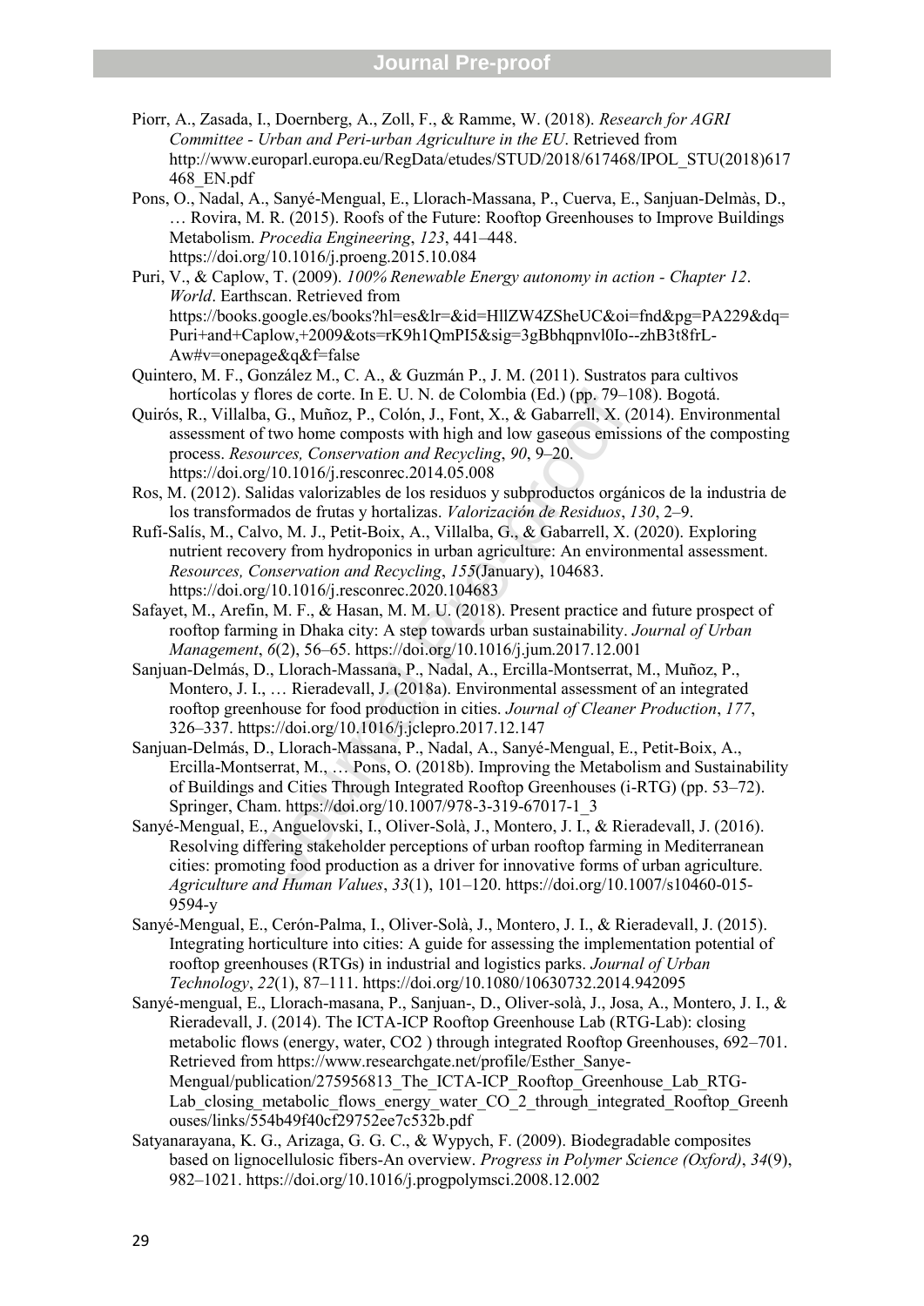Piorr, A., Zasada, I., Doernberg, A., Zoll, F., & Ramme, W. (2018). *Research for AGRI Committee - Urban and Peri-urban Agriculture in the EU*. Retrieved from http://www.europarl.europa.eu/RegData/etudes/STUD/2018/617468/IPOL_STU(2018)617468_EN.pdf

Pons, O., Nadal, A., Sanyé-Mengual, E., Llorach-Massana, P., Cuerva, E., Sanjuan-Delmàs, D., … Rovira, M. R. (2015). Roofs of the Future: Rooftop Greenhouses to Improve Buildings Metabolism. *Procedia Engineering*, *123*, 441–448. https://doi.org/10.1016/j.proeng.2015.10.084

Puri, V., & Caplow, T. (2009). *100% Renewable Energy autonomy in action - Chapter 12*. *World*. Earthscan. Retrieved from https://books.google.es/books?hl=es&lr=&id=HllZW4ZSheUC&oi=fnd&pg=PA229&dq=Puri+and+Caplow,+2009&ots=rK9h1QmPI5&sig=3gBbhqpnvl0Io--zhB3t8frL-Aw#v=onepage&q&f=false

Quintero, M. F., González M., C. A., & Guzmán P., J. M. (2011). Sustratos para cultivos hortícolas y flores de corte. In E. U. N. de Colombia (Ed.) (pp. 79–108). Bogotá.

Quirós, R., Villalba, G., Muñoz, P., Colón, J., Font, X., & Gabarrell, X. (2014). Environmental assessment of two home composts with high and low gaseous emissions of the composting process. *Resources, Conservation and Recycling*, *90*, 9–20. https://doi.org/10.1016/j.resconrec.2014.05.008

Ros, M. (2012). Salidas valorizables de los residuos y subproductos orgánicos de la industria de los transformados de frutas y hortalizas. *Valorización de Residuos*, *130*, 2–9.

Rufí-Salís, M., Calvo, M. J., Petit-Boix, A., Villalba, G., & Gabarrell, X. (2020). Exploring nutrient recovery from hydroponics in urban agriculture: An environmental assessment. *Resources, Conservation and Recycling*, *155*(January), 104683. https://doi.org/10.1016/j.resconrec.2020.104683

Safayet, M., Arefin, M. F., & Hasan, M. M. U. (2018). Present practice and future prospect of rooftop farming in Dhaka city: A step towards urban sustainability. *Journal of Urban Management*, *6*(2), 56–65. https://doi.org/10.1016/j.jum.2017.12.001

Sanjuan-Delmás, D., Llorach-Massana, P., Nadal, A., Ercilla-Montserrat, M., Muñoz, P., Montero, J. I., … Rieradevall, J. (2018a). Environmental assessment of an integrated rooftop greenhouse for food production in cities. *Journal of Cleaner Production*, *177*, 326–337. https://doi.org/10.1016/j.jclepro.2017.12.147

Sanjuan-Delmás, D., Llorach-Massana, P., Nadal, A., Sanyé-Mengual, E., Petit-Boix, A., Ercilla-Montserrat, M., … Pons, O. (2018b). Improving the Metabolism and Sustainability of Buildings and Cities Through Integrated Rooftop Greenhouses (i-RTG) (pp. 53–72). Springer, Cham. https://doi.org/10.1007/978-3-319-67017-1_3

Sanyé-Mengual, E., Anguelovski, I., Oliver-Solà, J., Montero, J. I., & Rieradevall, J. (2016). Resolving differing stakeholder perceptions of urban rooftop farming in Mediterranean cities: promoting food production as a driver for innovative forms of urban agriculture. *Agriculture and Human Values*, *33*(1), 101–120. https://doi.org/10.1007/s10460-015-9594-y

Sanyé-Mengual, E., Cerón-Palma, I., Oliver-Solà, J., Montero, J. I., & Rieradevall, J. (2015). Integrating horticulture into cities: A guide for assessing the implementation potential of rooftop greenhouses (RTGs) in industrial and logistics parks. *Journal of Urban Technology*, *22*(1), 87–111. https://doi.org/10.1080/10630732.2014.942095

Sanyé-mengual, E., Llorach-masana, P., Sanjuan-, D., Oliver-solà, J., Josa, A., Montero, J. I., & Rieradevall, J. (2014). The ICTA-ICP Rooftop Greenhouse Lab (RTG-Lab): closing metabolic flows (energy, water, CO2 ) through integrated Rooftop Greenhouses, 692–701. Retrieved from https://www.researchgate.net/profile/Esther_Sanye-Mengual/publication/275956813_The_ICTA-ICP_Rooftop_Greenhouse_Lab_RTG-Lab_closing_metabolic_flows_energy_water_CO_2_through_integrated_Rooftop_Greenhouses/links/554b49f40cf29752ee7c532b.pdf

Satyanarayana, K. G., Arizaga, G. G. C., & Wypych, F. (2009). Biodegradable composites based on lignocellulosic fibers-An overview. *Progress in Polymer Science (Oxford)*, *34*(9), 982–1021. https://doi.org/10.1016/j.progpolymsci.2008.12.002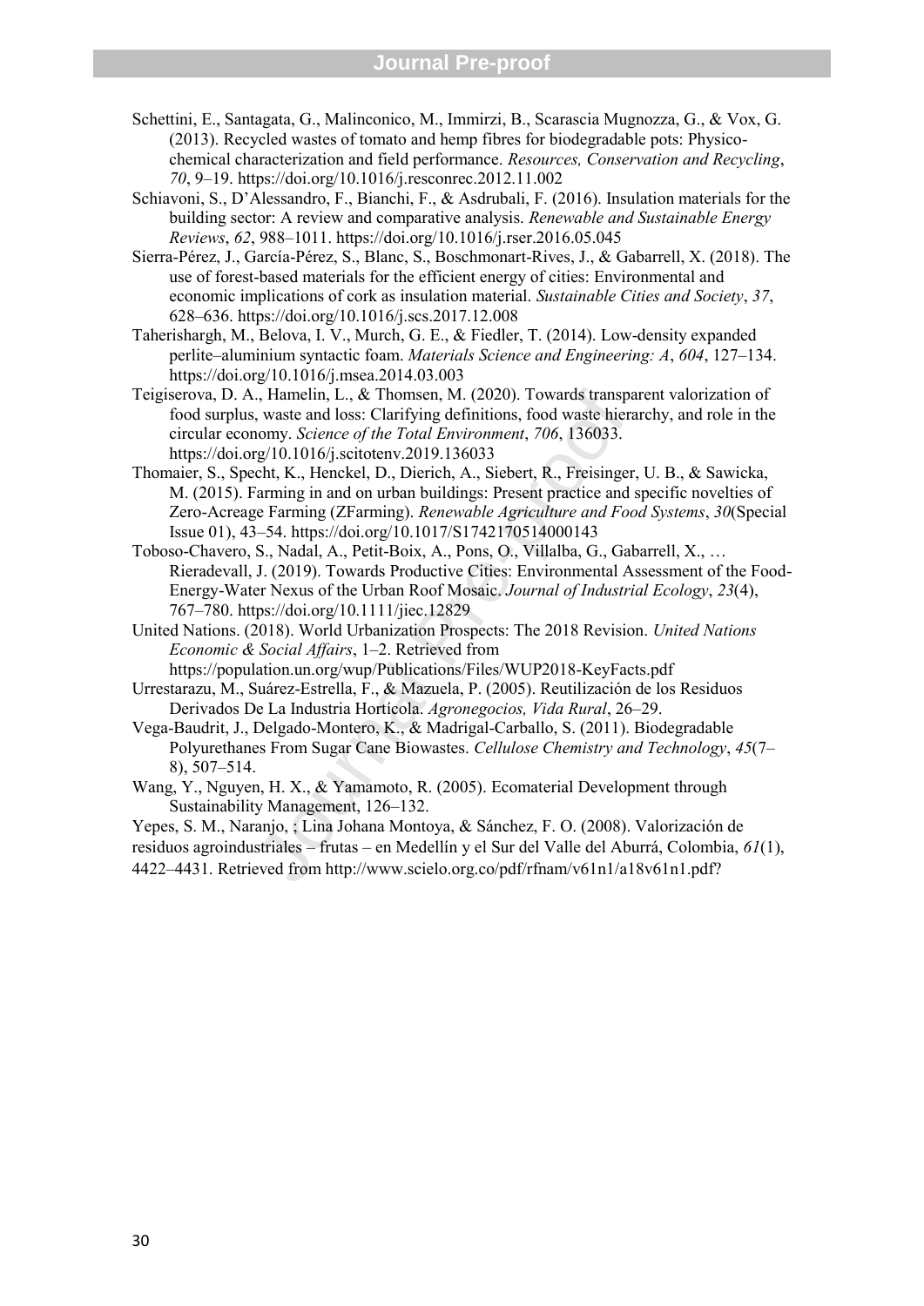Schettini, E., Santagata, G., Malinconico, M., Immirzi, B., Scarascia Mugnozza, G., & Vox, G. (2013). Recycled wastes of tomato and hemp fibres for biodegradable pots: Physico-chemical characterization and field performance. *Resources, Conservation and Recycling*, *70*, 9–19. https://doi.org/10.1016/j.resconrec.2012.11.002

Schiavoni, S., D'Alessandro, F., Bianchi, F., & Asdrubali, F. (2016). Insulation materials for the building sector: A review and comparative analysis. *Renewable and Sustainable Energy Reviews*, *62*, 988–1011. https://doi.org/10.1016/j.rser.2016.05.045

Sierra-Pérez, J., García-Pérez, S., Blanc, S., Boschmonart-Rives, J., & Gabarrell, X. (2018). The use of forest-based materials for the efficient energy of cities: Environmental and economic implications of cork as insulation material. *Sustainable Cities and Society*, *37*, 628–636. https://doi.org/10.1016/j.scs.2017.12.008

Taherishargh, M., Belova, I. V., Murch, G. E., & Fiedler, T. (2014). Low-density expanded perlite–aluminium syntactic foam. *Materials Science and Engineering: A*, *604*, 127–134. https://doi.org/10.1016/j.msea.2014.03.003

Teigiserova, D. A., Hamelin, L., & Thomsen, M. (2020). Towards transparent valorization of food surplus, waste and loss: Clarifying definitions, food waste hierarchy, and role in the circular economy. *Science of the Total Environment*, *706*, 136033. https://doi.org/10.1016/j.scitotenv.2019.136033

Thomaier, S., Specht, K., Henckel, D., Dierich, A., Siebert, R., Freisinger, U. B., & Sawicka, M. (2015). Farming in and on urban buildings: Present practice and specific novelties of Zero-Acreage Farming (ZFarming). *Renewable Agriculture and Food Systems*, *30*(Special Issue 01), 43–54. https://doi.org/10.1017/S1742170514000143

Toboso-Chavero, S., Nadal, A., Petit-Boix, A., Pons, O., Villalba, G., Gabarrell, X., … Rieradevall, J. (2019). Towards Productive Cities: Environmental Assessment of the Food-Energy-Water Nexus of the Urban Roof Mosaic. *Journal of Industrial Ecology*, *23*(4), 767–780. https://doi.org/10.1111/jiec.12829

United Nations. (2018). World Urbanization Prospects: The 2018 Revision. *United Nations Economic & Social Affairs*, 1–2. Retrieved from https://population.un.org/wup/Publications/Files/WUP2018-KeyFacts.pdf

Urrestarazu, M., Suárez-Estrella, F., & Mazuela, P. (2005). Reutilización de los Residuos Derivados De La Industria Hortícola. *Agronegocios, Vida Rural*, 26–29.

Vega-Baudrit, J., Delgado-Montero, K., & Madrigal-Carballo, S. (2011). Biodegradable Polyurethanes From Sugar Cane Biowastes. *Cellulose Chemistry and Technology*, *45*(7–8), 507–514.

Wang, Y., Nguyen, H. X., & Yamamoto, R. (2005). Ecomaterial Development through Sustainability Management, 126–132.

Yepes, S. M., Naranjo, ; Lina Johana Montoya, & Sánchez, F. O. (2008). Valorización de residuos agroindustriales – frutas – en Medellín y el Sur del Valle del Aburrá, Colombia, *61*(1), 4422–4431. Retrieved from http://www.scielo.org.co/pdf/rfnam/v61n1/a18v61n1.pdf?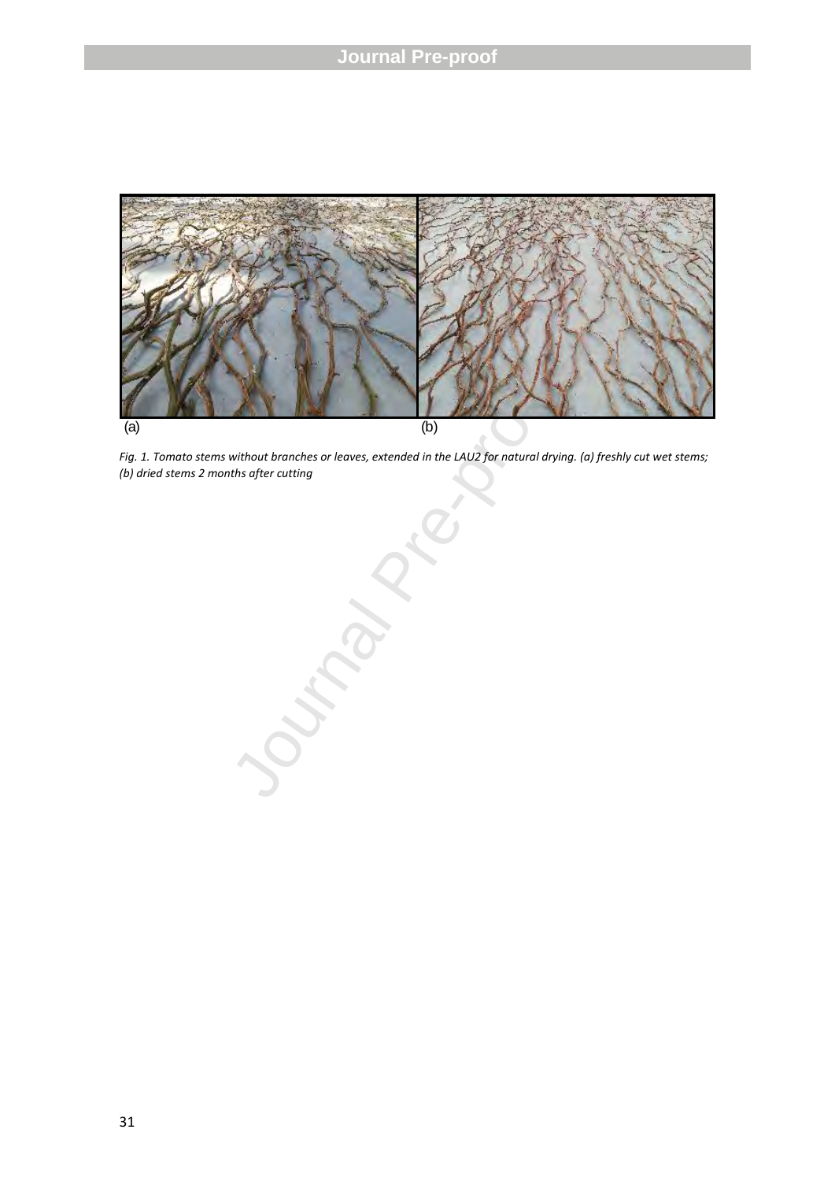(a) (b)

*Fig. 1. Tomato stems without branches or leaves, extended in the LAU2 for natural drying. (a) freshly cut wet stems; (b) dried stems 2 months after cutting*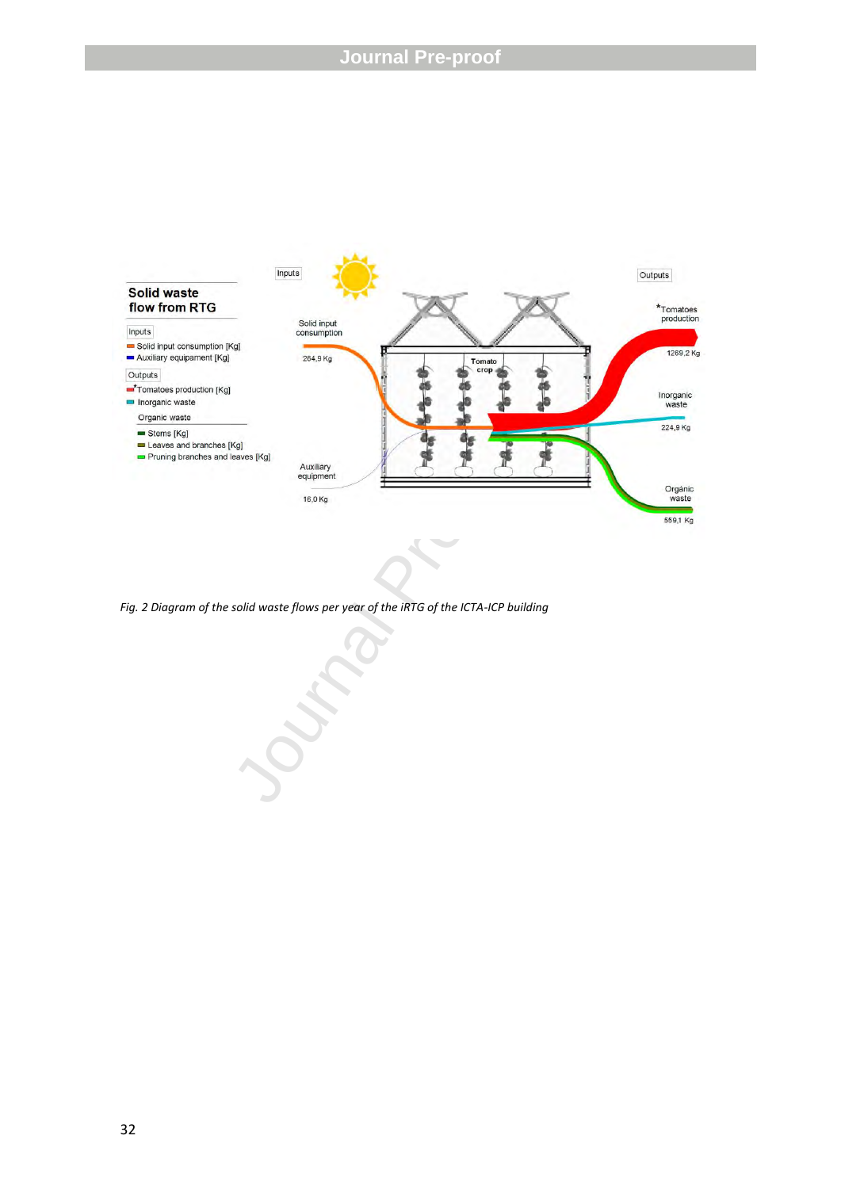*Fig. 2 Diagram of the solid waste flows per year of the iRTG of the ICTA-ICP building*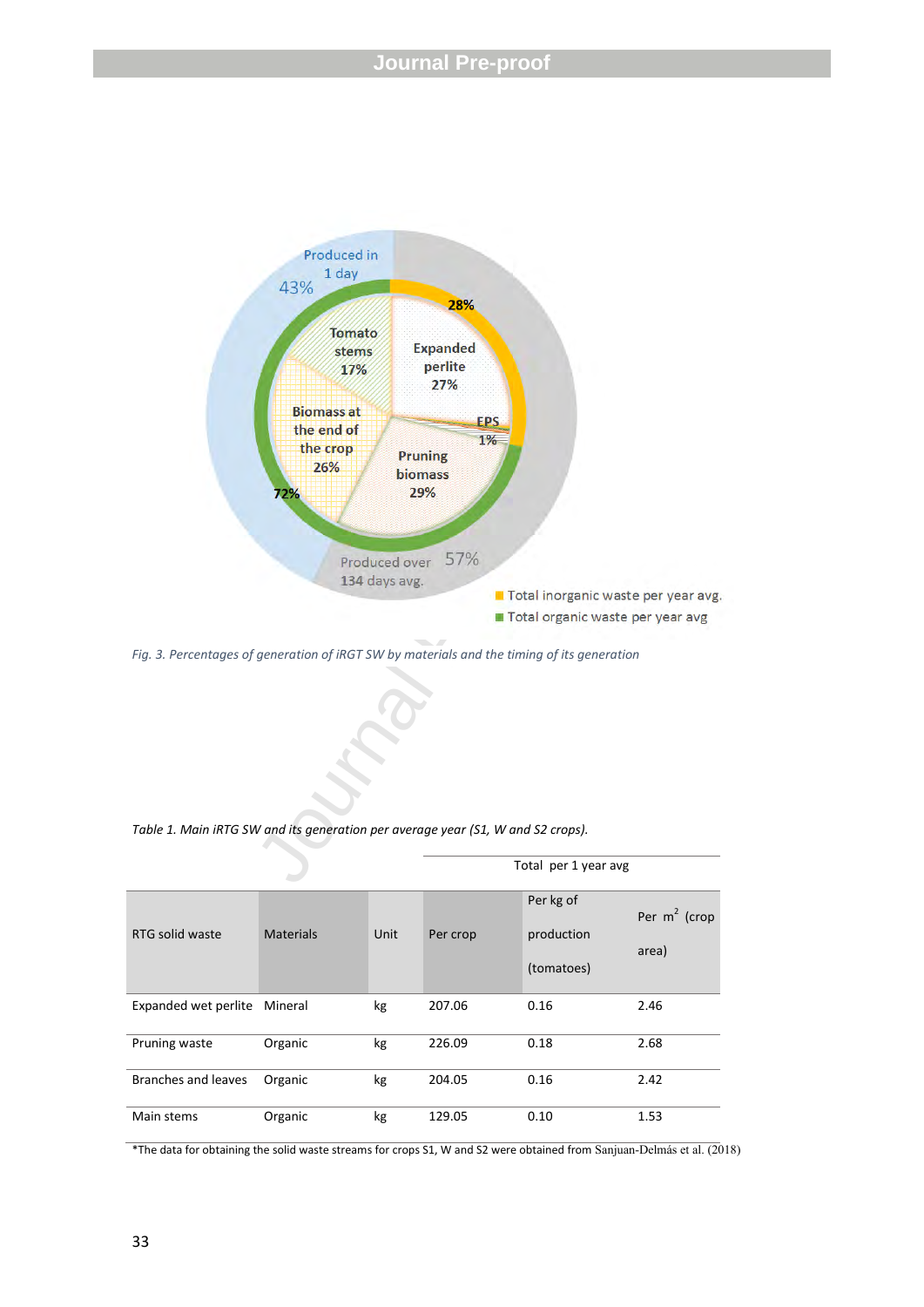*Fig. 3. Percentages of generation of iRGT SW by materials and the timing of its generation*

*Table 1. Main iRTG SW and its generation per average year (S1, W and S2 crops).*

| RTG solid waste | Materials | Unit | Total per 1 year avg | | |
|---|---|---|---|---|---|
| | | | Per crop | Per kg of production (tomatoes) | Per $m^2$ (crop area) |
| Expanded wet perlite | Mineral | kg | 207.06 | 0.16 | 2.46 |
| Pruning waste | Organic | kg | 226.09 | 0.18 | 2.68 |
| Branches and leaves | Organic | kg | 204.05 | 0.16 | 2.42 |
| Main stems | Organic | kg | 129.05 | 0.10 | 1.53 |

*The data for obtaining the solid waste streams for crops S1, W and S2 were obtained from Sanjuan-Delmás et al. (2018)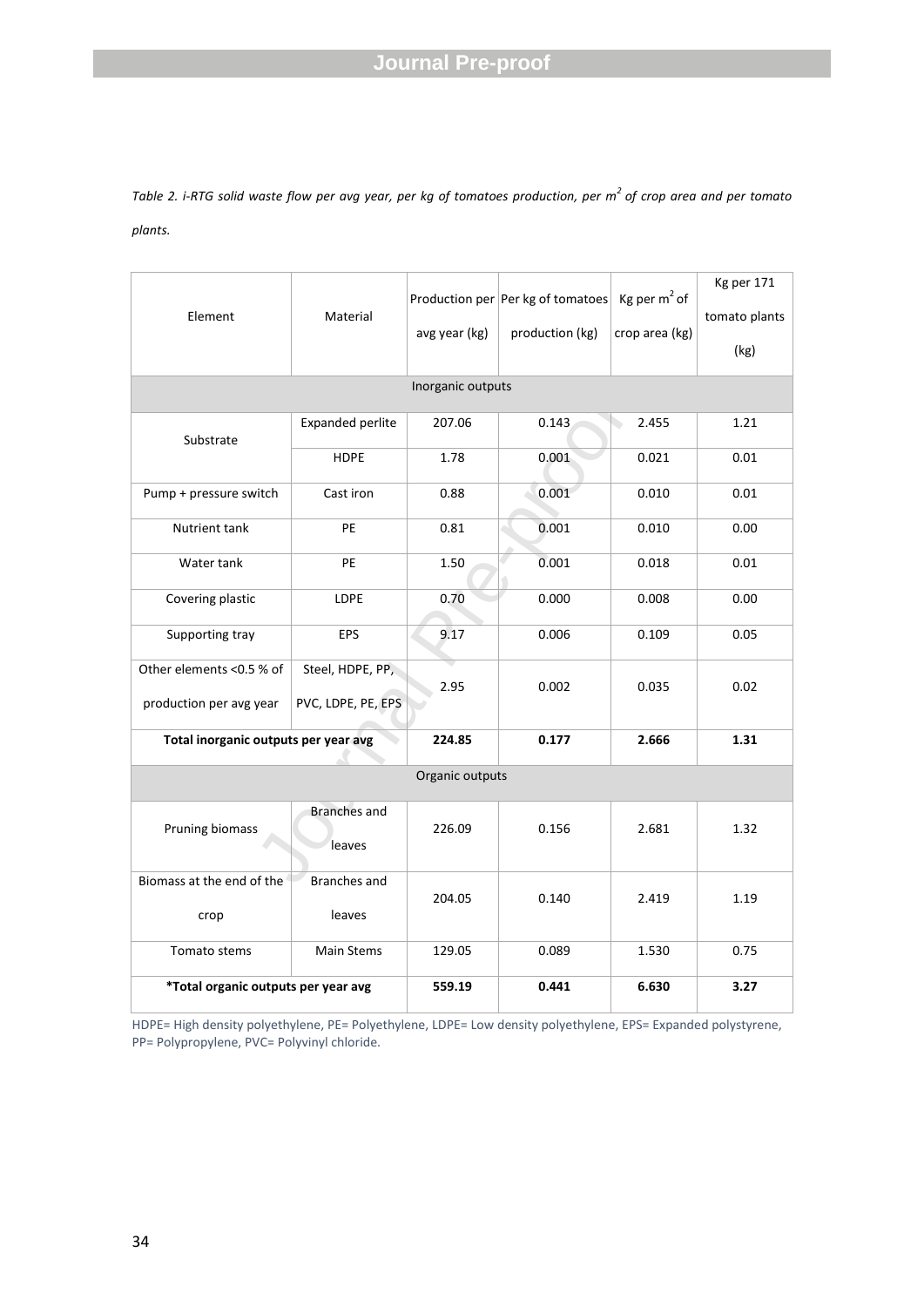*Table 2. i-RTG solid waste flow per avg year, per kg of tomatoes production, per $m^2$ of crop area and per tomato plants.*

| Element | Material | Production per avg year (kg) | Per kg of tomatoes production (kg) | Kg per $m^2$ of crop area (kg) | Kg per 171 tomato plants (kg) |
|---|---|---|---|---|---|
| Inorganic outputs | | | | | |
| Substrate | Expanded perlite | 207.06 | 0.143 | 2.455 | 1.21 |
| | HDPE | 1.78 | 0.001 | 0.021 | 0.01 |
| Pump + pressure switch | Cast iron | 0.88 | 0.001 | 0.010 | 0.01 |
| Nutrient tank | PE | 0.81 | 0.001 | 0.010 | 0.00 |
| Water tank | PE | 1.50 | 0.001 | 0.018 | 0.01 |
| Covering plastic | LDPE | 0.70 | 0.000 | 0.008 | 0.00 |
| Supporting tray | EPS | 9.17 | 0.006 | 0.109 | 0.05 |
| Other elements <0.5 % of production per avg year | Steel, HDPE, PP, PVC, LDPE, PE, EPS | 2.95 | 0.002 | 0.035 | 0.02 |
| **Total inorganic outputs per year avg** | | **224.85** | **0.177** | **2.666** | **1.31** |
| Organic outputs | | | | | |
| Pruning biomass | Branches and leaves | 226.09 | 0.156 | 2.681 | 1.32 |
| Biomass at the end of the crop | Branches and leaves | 204.05 | 0.140 | 2.419 | 1.19 |
| Tomato stems | Main Stems | 129.05 | 0.089 | 1.530 | 0.75 |
| ***Total organic outputs per year avg** | | **559.19** | **0.441** | **6.630** | **3.27** |

HDPE= High density polyethylene, PE= Polyethylene, LDPE= Low density polyethylene, EPS= Expanded polystyrene, PP= Polypropylene, PVC= Polyvinyl chloride.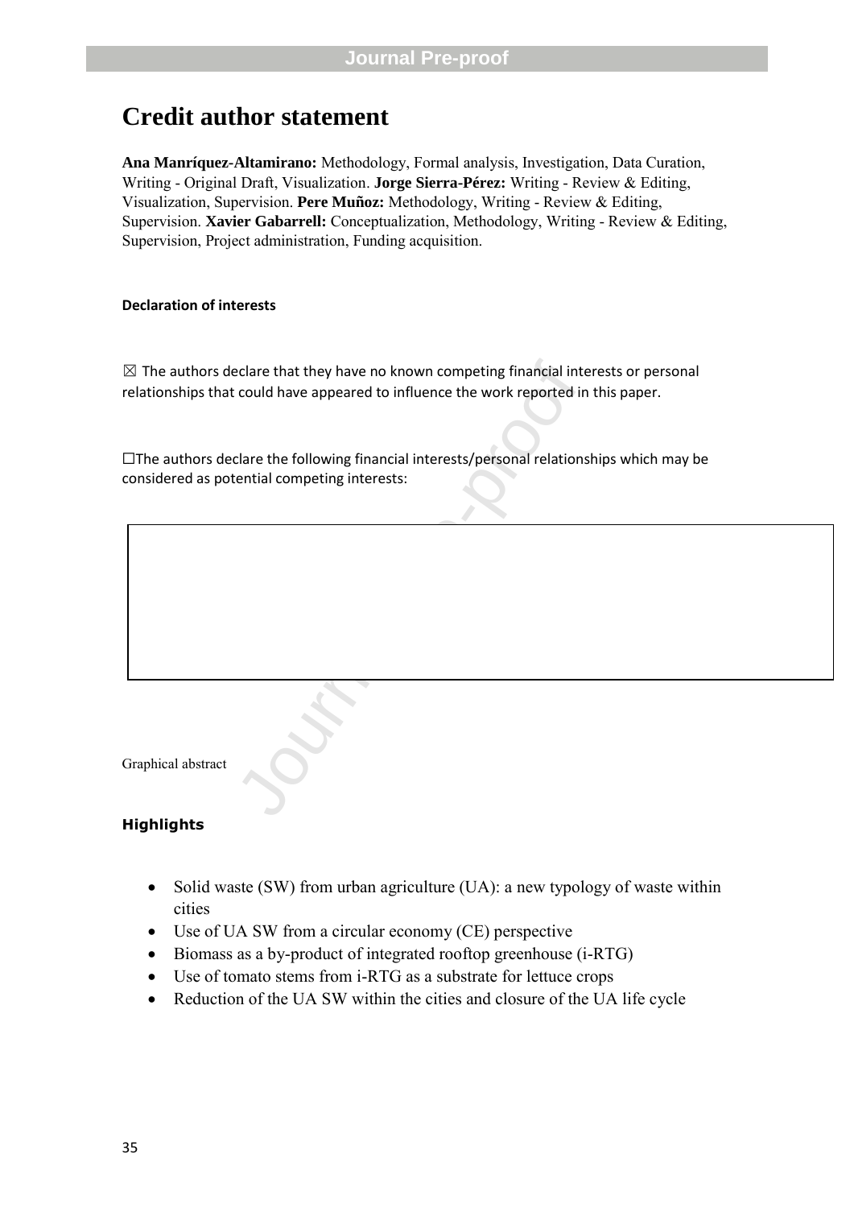# Credit author statement

**Ana Manríquez-Altamirano:** Methodology, Formal analysis, Investigation, Data Curation, Writing - Original Draft, Visualization. **Jorge Sierra-Pérez:** Writing - Review & Editing, Visualization, Supervision. **Pere Muñoz:** Methodology, Writing - Review & Editing, Supervision. **Xavier Gabarrell:** Conceptualization, Methodology, Writing - Review & Editing, Supervision, Project administration, Funding acquisition.

**Declaration of interests**

☒ The authors declare that they have no known competing financial interests or personal relationships that could have appeared to influence the work reported in this paper.

☐The authors declare the following financial interests/personal relationships which may be considered as potential competing interests:

Graphical abstract

**Highlights**

- Solid waste (SW) from urban agriculture (UA): a new typology of waste within cities
- Use of UA SW from a circular economy (CE) perspective
- Biomass as a by-product of integrated rooftop greenhouse (i-RTG)
- Use of tomato stems from i-RTG as a substrate for lettuce crops
- Reduction of the UA SW within the cities and closure of the UA life cycle